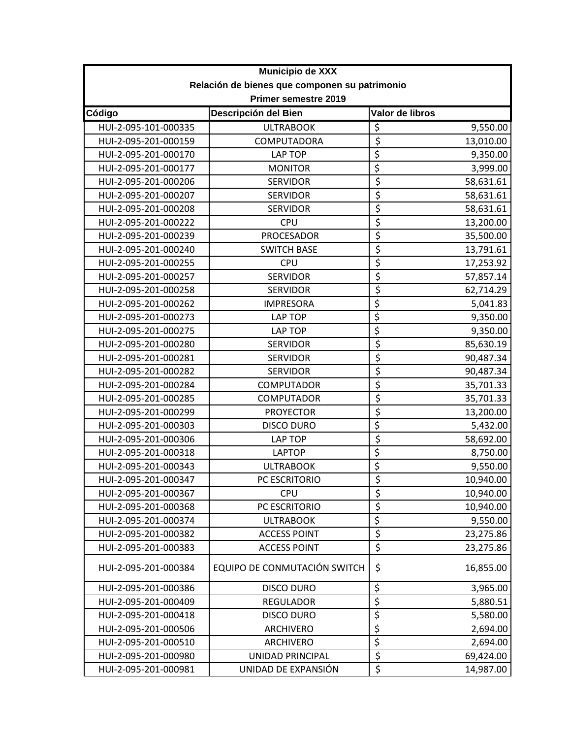**Municipio de XXX**

**Relación de bienes que componen su patrimonio**

**Primer semestre 2019**

| Código | Descripción del Bien | Valor de libros |
|---|---|---|
| HUI-2-095-101-000335 | ULTRABOOK | $ 9,550.00 |
| HUI-2-095-201-000159 | COMPUTADORA | $ 13,010.00 |
| HUI-2-095-201-000170 | LAP TOP | $ 9,350.00 |
| HUI-2-095-201-000177 | MONITOR | $ 3,999.00 |
| HUI-2-095-201-000206 | SERVIDOR | $ 58,631.61 |
| HUI-2-095-201-000207 | SERVIDOR | $ 58,631.61 |
| HUI-2-095-201-000208 | SERVIDOR | $ 58,631.61 |
| HUI-2-095-201-000222 | CPU | $ 13,200.00 |
| HUI-2-095-201-000239 | PROCESADOR | $ 35,500.00 |
| HUI-2-095-201-000240 | SWITCH BASE | $ 13,791.61 |
| HUI-2-095-201-000255 | CPU | $ 17,253.92 |
| HUI-2-095-201-000257 | SERVIDOR | $ 57,857.14 |
| HUI-2-095-201-000258 | SERVIDOR | $ 62,714.29 |
| HUI-2-095-201-000262 | IMPRESORA | $ 5,041.83 |
| HUI-2-095-201-000273 | LAP TOP | $ 9,350.00 |
| HUI-2-095-201-000275 | LAP TOP | $ 9,350.00 |
| HUI-2-095-201-000280 | SERVIDOR | $ 85,630.19 |
| HUI-2-095-201-000281 | SERVIDOR | $ 90,487.34 |
| HUI-2-095-201-000282 | SERVIDOR | $ 90,487.34 |
| HUI-2-095-201-000284 | COMPUTADOR | $ 35,701.33 |
| HUI-2-095-201-000285 | COMPUTADOR | $ 35,701.33 |
| HUI-2-095-201-000299 | PROYECTOR | $ 13,200.00 |
| HUI-2-095-201-000303 | DISCO DURO | $ 5,432.00 |
| HUI-2-095-201-000306 | LAP TOP | $ 58,692.00 |
| HUI-2-095-201-000318 | LAPTOP | $ 8,750.00 |
| HUI-2-095-201-000343 | ULTRABOOK | $ 9,550.00 |
| HUI-2-095-201-000347 | PC ESCRITORIO | $ 10,940.00 |
| HUI-2-095-201-000367 | CPU | $ 10,940.00 |
| HUI-2-095-201-000368 | PC ESCRITORIO | $ 10,940.00 |
| HUI-2-095-201-000374 | ULTRABOOK | $ 9,550.00 |
| HUI-2-095-201-000382 | ACCESS POINT | $ 23,275.86 |
| HUI-2-095-201-000383 | ACCESS POINT | $ 23,275.86 |
| HUI-2-095-201-000384 | EQUIPO DE CONMUTACIÓN SWITCH | $ 16,855.00 |
| HUI-2-095-201-000386 | DISCO DURO | $ 3,965.00 |
| HUI-2-095-201-000409 | REGULADOR | $ 5,880.51 |
| HUI-2-095-201-000418 | DISCO DURO | $ 5,580.00 |
| HUI-2-095-201-000506 | ARCHIVERO | $ 2,694.00 |
| HUI-2-095-201-000510 | ARCHIVERO | $ 2,694.00 |
| HUI-2-095-201-000980 | UNIDAD PRINCIPAL | $ 69,424.00 |
| HUI-2-095-201-000981 | UNIDAD DE EXPANSIÓN | $ 14,987.00 |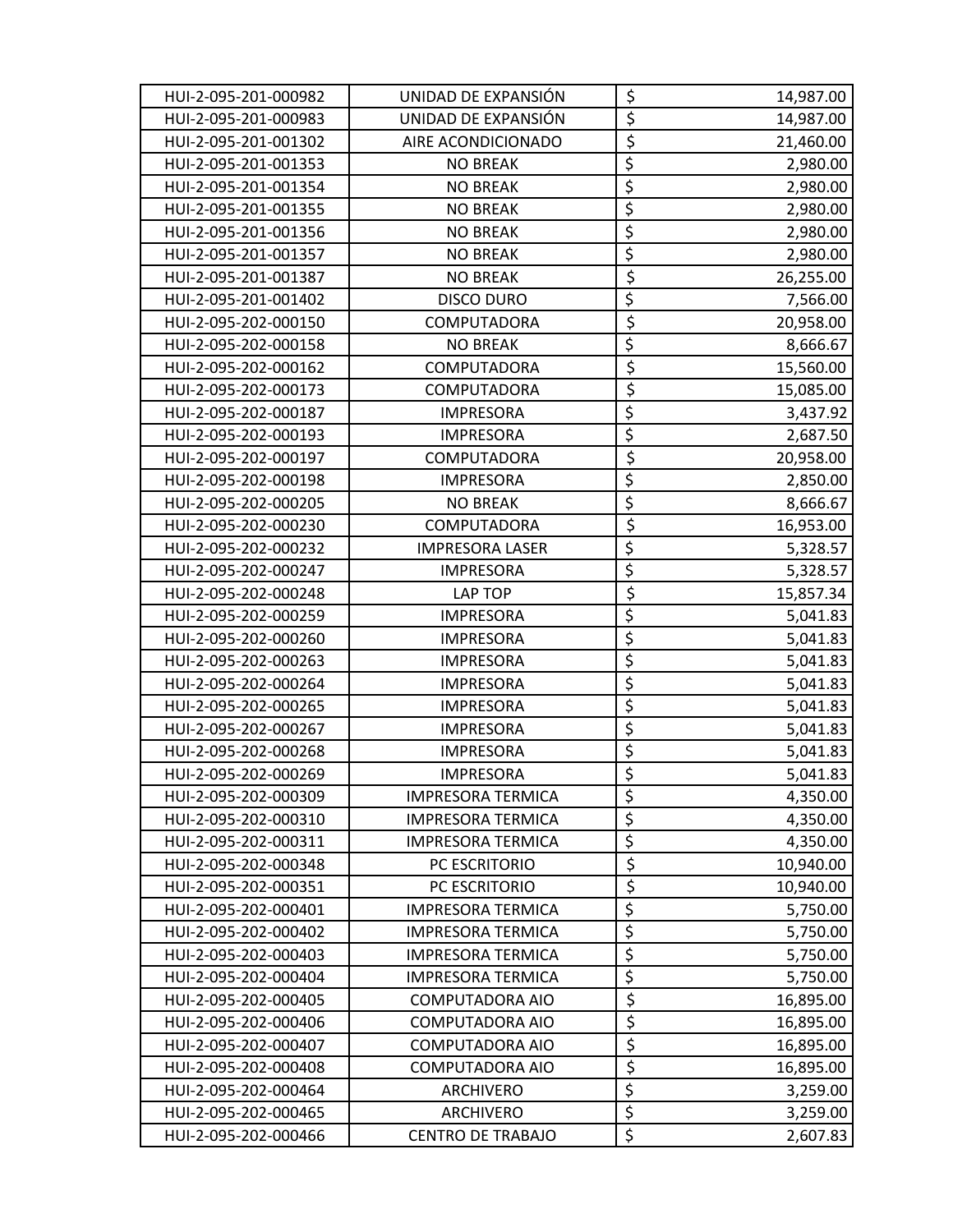| | | | |
|---|---|---|---|
| HUI-2-095-201-000982 | UNIDAD DE EXPANSIÓN | $ | 14,987.00 |
| HUI-2-095-201-000983 | UNIDAD DE EXPANSIÓN | $ | 14,987.00 |
| HUI-2-095-201-001302 | AIRE ACONDICIONADO | $ | 21,460.00 |
| HUI-2-095-201-001353 | NO BREAK | $ | 2,980.00 |
| HUI-2-095-201-001354 | NO BREAK | $ | 2,980.00 |
| HUI-2-095-201-001355 | NO BREAK | $ | 2,980.00 |
| HUI-2-095-201-001356 | NO BREAK | $ | 2,980.00 |
| HUI-2-095-201-001357 | NO BREAK | $ | 2,980.00 |
| HUI-2-095-201-001387 | NO BREAK | $ | 26,255.00 |
| HUI-2-095-201-001402 | DISCO DURO | $ | 7,566.00 |
| HUI-2-095-202-000150 | COMPUTADORA | $ | 20,958.00 |
| HUI-2-095-202-000158 | NO BREAK | $ | 8,666.67 |
| HUI-2-095-202-000162 | COMPUTADORA | $ | 15,560.00 |
| HUI-2-095-202-000173 | COMPUTADORA | $ | 15,085.00 |
| HUI-2-095-202-000187 | IMPRESORA | $ | 3,437.92 |
| HUI-2-095-202-000193 | IMPRESORA | $ | 2,687.50 |
| HUI-2-095-202-000197 | COMPUTADORA | $ | 20,958.00 |
| HUI-2-095-202-000198 | IMPRESORA | $ | 2,850.00 |
| HUI-2-095-202-000205 | NO BREAK | $ | 8,666.67 |
| HUI-2-095-202-000230 | COMPUTADORA | $ | 16,953.00 |
| HUI-2-095-202-000232 | IMPRESORA LASER | $ | 5,328.57 |
| HUI-2-095-202-000247 | IMPRESORA | $ | 5,328.57 |
| HUI-2-095-202-000248 | LAP TOP | $ | 15,857.34 |
| HUI-2-095-202-000259 | IMPRESORA | $ | 5,041.83 |
| HUI-2-095-202-000260 | IMPRESORA | $ | 5,041.83 |
| HUI-2-095-202-000263 | IMPRESORA | $ | 5,041.83 |
| HUI-2-095-202-000264 | IMPRESORA | $ | 5,041.83 |
| HUI-2-095-202-000265 | IMPRESORA | $ | 5,041.83 |
| HUI-2-095-202-000267 | IMPRESORA | $ | 5,041.83 |
| HUI-2-095-202-000268 | IMPRESORA | $ | 5,041.83 |
| HUI-2-095-202-000269 | IMPRESORA | $ | 5,041.83 |
| HUI-2-095-202-000309 | IMPRESORA TERMICA | $ | 4,350.00 |
| HUI-2-095-202-000310 | IMPRESORA TERMICA | $ | 4,350.00 |
| HUI-2-095-202-000311 | IMPRESORA TERMICA | $ | 4,350.00 |
| HUI-2-095-202-000348 | PC ESCRITORIO | $ | 10,940.00 |
| HUI-2-095-202-000351 | PC ESCRITORIO | $ | 10,940.00 |
| HUI-2-095-202-000401 | IMPRESORA TERMICA | $ | 5,750.00 |
| HUI-2-095-202-000402 | IMPRESORA TERMICA | $ | 5,750.00 |
| HUI-2-095-202-000403 | IMPRESORA TERMICA | $ | 5,750.00 |
| HUI-2-095-202-000404 | IMPRESORA TERMICA | $ | 5,750.00 |
| HUI-2-095-202-000405 | COMPUTADORA AIO | $ | 16,895.00 |
| HUI-2-095-202-000406 | COMPUTADORA AIO | $ | 16,895.00 |
| HUI-2-095-202-000407 | COMPUTADORA AIO | $ | 16,895.00 |
| HUI-2-095-202-000408 | COMPUTADORA AIO | $ | 16,895.00 |
| HUI-2-095-202-000464 | ARCHIVERO | $ | 3,259.00 |
| HUI-2-095-202-000465 | ARCHIVERO | $ | 3,259.00 |
| HUI-2-095-202-000466 | CENTRO DE TRABAJO | $ | 2,607.83 |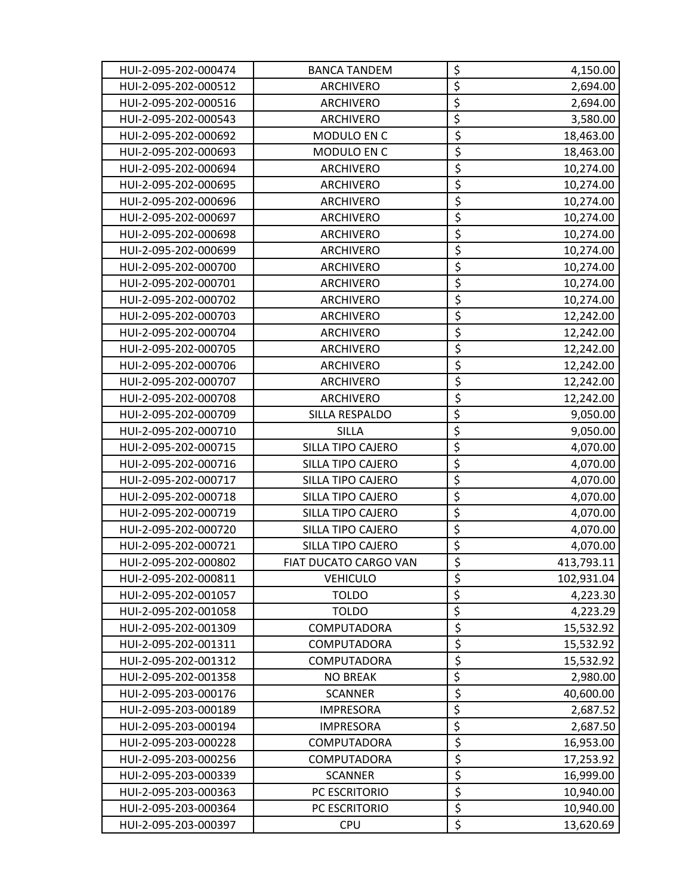| | | | |
|---|---|---|---|
| HUI-2-095-202-000474 | BANCA TANDEM | $ | 4,150.00 |
| HUI-2-095-202-000512 | ARCHIVERO | $ | 2,694.00 |
| HUI-2-095-202-000516 | ARCHIVERO | $ | 2,694.00 |
| HUI-2-095-202-000543 | ARCHIVERO | $ | 3,580.00 |
| HUI-2-095-202-000692 | MODULO EN C | $ | 18,463.00 |
| HUI-2-095-202-000693 | MODULO EN C | $ | 18,463.00 |
| HUI-2-095-202-000694 | ARCHIVERO | $ | 10,274.00 |
| HUI-2-095-202-000695 | ARCHIVERO | $ | 10,274.00 |
| HUI-2-095-202-000696 | ARCHIVERO | $ | 10,274.00 |
| HUI-2-095-202-000697 | ARCHIVERO | $ | 10,274.00 |
| HUI-2-095-202-000698 | ARCHIVERO | $ | 10,274.00 |
| HUI-2-095-202-000699 | ARCHIVERO | $ | 10,274.00 |
| HUI-2-095-202-000700 | ARCHIVERO | $ | 10,274.00 |
| HUI-2-095-202-000701 | ARCHIVERO | $ | 10,274.00 |
| HUI-2-095-202-000702 | ARCHIVERO | $ | 10,274.00 |
| HUI-2-095-202-000703 | ARCHIVERO | $ | 12,242.00 |
| HUI-2-095-202-000704 | ARCHIVERO | $ | 12,242.00 |
| HUI-2-095-202-000705 | ARCHIVERO | $ | 12,242.00 |
| HUI-2-095-202-000706 | ARCHIVERO | $ | 12,242.00 |
| HUI-2-095-202-000707 | ARCHIVERO | $ | 12,242.00 |
| HUI-2-095-202-000708 | ARCHIVERO | $ | 12,242.00 |
| HUI-2-095-202-000709 | SILLA RESPALDO | $ | 9,050.00 |
| HUI-2-095-202-000710 | SILLA | $ | 9,050.00 |
| HUI-2-095-202-000715 | SILLA TIPO CAJERO | $ | 4,070.00 |
| HUI-2-095-202-000716 | SILLA TIPO CAJERO | $ | 4,070.00 |
| HUI-2-095-202-000717 | SILLA TIPO CAJERO | $ | 4,070.00 |
| HUI-2-095-202-000718 | SILLA TIPO CAJERO | $ | 4,070.00 |
| HUI-2-095-202-000719 | SILLA TIPO CAJERO | $ | 4,070.00 |
| HUI-2-095-202-000720 | SILLA TIPO CAJERO | $ | 4,070.00 |
| HUI-2-095-202-000721 | SILLA TIPO CAJERO | $ | 4,070.00 |
| HUI-2-095-202-000802 | FIAT DUCATO CARGO VAN | $ | 413,793.11 |
| HUI-2-095-202-000811 | VEHICULO | $ | 102,931.04 |
| HUI-2-095-202-001057 | TOLDO | $ | 4,223.30 |
| HUI-2-095-202-001058 | TOLDO | $ | 4,223.29 |
| HUI-2-095-202-001309 | COMPUTADORA | $ | 15,532.92 |
| HUI-2-095-202-001311 | COMPUTADORA | $ | 15,532.92 |
| HUI-2-095-202-001312 | COMPUTADORA | $ | 15,532.92 |
| HUI-2-095-202-001358 | NO BREAK | $ | 2,980.00 |
| HUI-2-095-203-000176 | SCANNER | $ | 40,600.00 |
| HUI-2-095-203-000189 | IMPRESORA | $ | 2,687.52 |
| HUI-2-095-203-000194 | IMPRESORA | $ | 2,687.50 |
| HUI-2-095-203-000228 | COMPUTADORA | $ | 16,953.00 |
| HUI-2-095-203-000256 | COMPUTADORA | $ | 17,253.92 |
| HUI-2-095-203-000339 | SCANNER | $ | 16,999.00 |
| HUI-2-095-203-000363 | PC ESCRITORIO | $ | 10,940.00 |
| HUI-2-095-203-000364 | PC ESCRITORIO | $ | 10,940.00 |
| HUI-2-095-203-000397 | CPU | $ | 13,620.69 |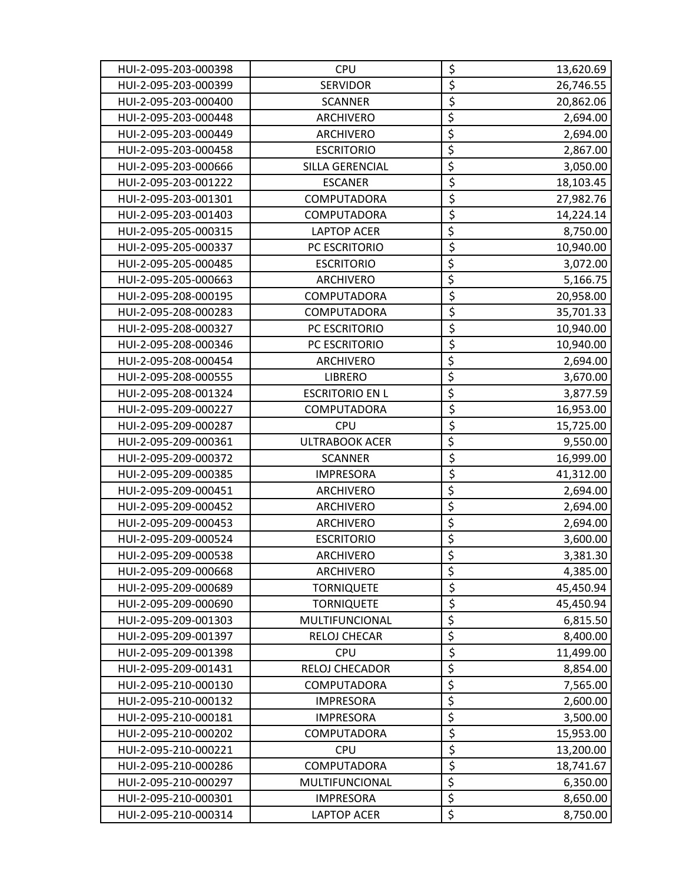| | | | |
|---|---|---|---|
| HUI-2-095-203-000398 | CPU | $ | 13,620.69 |
| HUI-2-095-203-000399 | SERVIDOR | $ | 26,746.55 |
| HUI-2-095-203-000400 | SCANNER | $ | 20,862.06 |
| HUI-2-095-203-000448 | ARCHIVERO | $ | 2,694.00 |
| HUI-2-095-203-000449 | ARCHIVERO | $ | 2,694.00 |
| HUI-2-095-203-000458 | ESCRITORIO | $ | 2,867.00 |
| HUI-2-095-203-000666 | SILLA GERENCIAL | $ | 3,050.00 |
| HUI-2-095-203-001222 | ESCANER | $ | 18,103.45 |
| HUI-2-095-203-001301 | COMPUTADORA | $ | 27,982.76 |
| HUI-2-095-203-001403 | COMPUTADORA | $ | 14,224.14 |
| HUI-2-095-205-000315 | LAPTOP ACER | $ | 8,750.00 |
| HUI-2-095-205-000337 | PC ESCRITORIO | $ | 10,940.00 |
| HUI-2-095-205-000485 | ESCRITORIO | $ | 3,072.00 |
| HUI-2-095-205-000663 | ARCHIVERO | $ | 5,166.75 |
| HUI-2-095-208-000195 | COMPUTADORA | $ | 20,958.00 |
| HUI-2-095-208-000283 | COMPUTADORA | $ | 35,701.33 |
| HUI-2-095-208-000327 | PC ESCRITORIO | $ | 10,940.00 |
| HUI-2-095-208-000346 | PC ESCRITORIO | $ | 10,940.00 |
| HUI-2-095-208-000454 | ARCHIVERO | $ | 2,694.00 |
| HUI-2-095-208-000555 | LIBRERO | $ | 3,670.00 |
| HUI-2-095-208-001324 | ESCRITORIO EN L | $ | 3,877.59 |
| HUI-2-095-209-000227 | COMPUTADORA | $ | 16,953.00 |
| HUI-2-095-209-000287 | CPU | $ | 15,725.00 |
| HUI-2-095-209-000361 | ULTRABOOK ACER | $ | 9,550.00 |
| HUI-2-095-209-000372 | SCANNER | $ | 16,999.00 |
| HUI-2-095-209-000385 | IMPRESORA | $ | 41,312.00 |
| HUI-2-095-209-000451 | ARCHIVERO | $ | 2,694.00 |
| HUI-2-095-209-000452 | ARCHIVERO | $ | 2,694.00 |
| HUI-2-095-209-000453 | ARCHIVERO | $ | 2,694.00 |
| HUI-2-095-209-000524 | ESCRITORIO | $ | 3,600.00 |
| HUI-2-095-209-000538 | ARCHIVERO | $ | 3,381.30 |
| HUI-2-095-209-000668 | ARCHIVERO | $ | 4,385.00 |
| HUI-2-095-209-000689 | TORNIQUETE | $ | 45,450.94 |
| HUI-2-095-209-000690 | TORNIQUETE | $ | 45,450.94 |
| HUI-2-095-209-001303 | MULTIFUNCIONAL | $ | 6,815.50 |
| HUI-2-095-209-001397 | RELOJ CHECAR | $ | 8,400.00 |
| HUI-2-095-209-001398 | CPU | $ | 11,499.00 |
| HUI-2-095-209-001431 | RELOJ CHECADOR | $ | 8,854.00 |
| HUI-2-095-210-000130 | COMPUTADORA | $ | 7,565.00 |
| HUI-2-095-210-000132 | IMPRESORA | $ | 2,600.00 |
| HUI-2-095-210-000181 | IMPRESORA | $ | 3,500.00 |
| HUI-2-095-210-000202 | COMPUTADORA | $ | 15,953.00 |
| HUI-2-095-210-000221 | CPU | $ | 13,200.00 |
| HUI-2-095-210-000286 | COMPUTADORA | $ | 18,741.67 |
| HUI-2-095-210-000297 | MULTIFUNCIONAL | $ | 6,350.00 |
| HUI-2-095-210-000301 | IMPRESORA | $ | 8,650.00 |
| HUI-2-095-210-000314 | LAPTOP ACER | $ | 8,750.00 |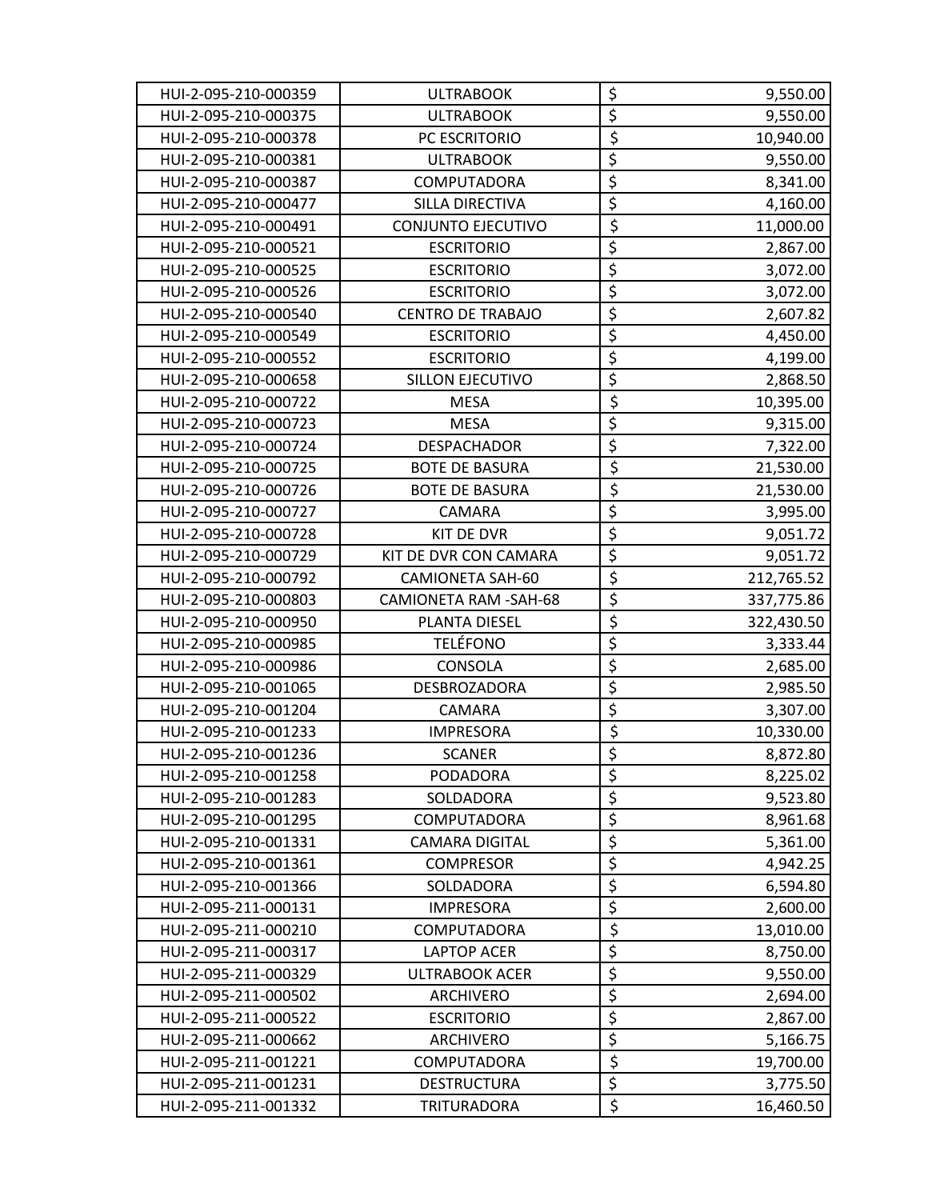| | | | |
|---|---|---|---|
| HUI-2-095-210-000359 | ULTRABOOK | $ | 9,550.00 |
| HUI-2-095-210-000375 | ULTRABOOK | $ | 9,550.00 |
| HUI-2-095-210-000378 | PC ESCRITORIO | $ | 10,940.00 |
| HUI-2-095-210-000381 | ULTRABOOK | $ | 9,550.00 |
| HUI-2-095-210-000387 | COMPUTADORA | $ | 8,341.00 |
| HUI-2-095-210-000477 | SILLA DIRECTIVA | $ | 4,160.00 |
| HUI-2-095-210-000491 | CONJUNTO EJECUTIVO | $ | 11,000.00 |
| HUI-2-095-210-000521 | ESCRITORIO | $ | 2,867.00 |
| HUI-2-095-210-000525 | ESCRITORIO | $ | 3,072.00 |
| HUI-2-095-210-000526 | ESCRITORIO | $ | 3,072.00 |
| HUI-2-095-210-000540 | CENTRO DE TRABAJO | $ | 2,607.82 |
| HUI-2-095-210-000549 | ESCRITORIO | $ | 4,450.00 |
| HUI-2-095-210-000552 | ESCRITORIO | $ | 4,199.00 |
| HUI-2-095-210-000658 | SILLON EJECUTIVO | $ | 2,868.50 |
| HUI-2-095-210-000722 | MESA | $ | 10,395.00 |
| HUI-2-095-210-000723 | MESA | $ | 9,315.00 |
| HUI-2-095-210-000724 | DESPACHADOR | $ | 7,322.00 |
| HUI-2-095-210-000725 | BOTE DE BASURA | $ | 21,530.00 |
| HUI-2-095-210-000726 | BOTE DE BASURA | $ | 21,530.00 |
| HUI-2-095-210-000727 | CAMARA | $ | 3,995.00 |
| HUI-2-095-210-000728 | KIT DE DVR | $ | 9,051.72 |
| HUI-2-095-210-000729 | KIT DE DVR CON CAMARA | $ | 9,051.72 |
| HUI-2-095-210-000792 | CAMIONETA SAH-60 | $ | 212,765.52 |
| HUI-2-095-210-000803 | CAMIONETA RAM -SAH-68 | $ | 337,775.86 |
| HUI-2-095-210-000950 | PLANTA DIESEL | $ | 322,430.50 |
| HUI-2-095-210-000985 | TELÉFONO | $ | 3,333.44 |
| HUI-2-095-210-000986 | CONSOLA | $ | 2,685.00 |
| HUI-2-095-210-001065 | DESBROZADORA | $ | 2,985.50 |
| HUI-2-095-210-001204 | CAMARA | $ | 3,307.00 |
| HUI-2-095-210-001233 | IMPRESORA | $ | 10,330.00 |
| HUI-2-095-210-001236 | SCANER | $ | 8,872.80 |
| HUI-2-095-210-001258 | PODADORA | $ | 8,225.02 |
| HUI-2-095-210-001283 | SOLDADORA | $ | 9,523.80 |
| HUI-2-095-210-001295 | COMPUTADORA | $ | 8,961.68 |
| HUI-2-095-210-001331 | CAMARA DIGITAL | $ | 5,361.00 |
| HUI-2-095-210-001361 | COMPRESOR | $ | 4,942.25 |
| HUI-2-095-210-001366 | SOLDADORA | $ | 6,594.80 |
| HUI-2-095-211-000131 | IMPRESORA | $ | 2,600.00 |
| HUI-2-095-211-000210 | COMPUTADORA | $ | 13,010.00 |
| HUI-2-095-211-000317 | LAPTOP ACER | $ | 8,750.00 |
| HUI-2-095-211-000329 | ULTRABOOK ACER | $ | 9,550.00 |
| HUI-2-095-211-000502 | ARCHIVERO | $ | 2,694.00 |
| HUI-2-095-211-000522 | ESCRITORIO | $ | 2,867.00 |
| HUI-2-095-211-000662 | ARCHIVERO | $ | 5,166.75 |
| HUI-2-095-211-001221 | COMPUTADORA | $ | 19,700.00 |
| HUI-2-095-211-001231 | DESTRUCTURA | $ | 3,775.50 |
| HUI-2-095-211-001332 | TRITURADORA | $ | 16,460.50 |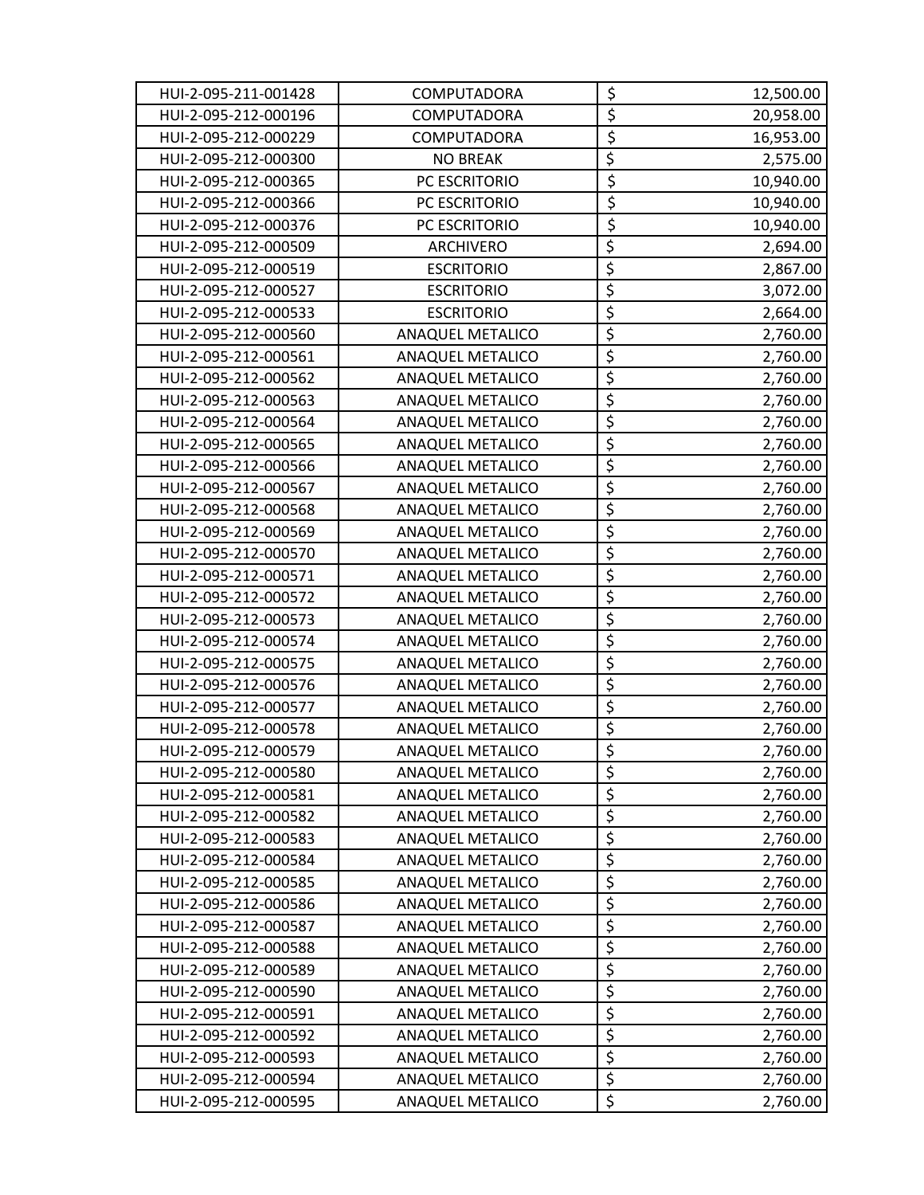| | | | |
|---|---|---|---|
| HUI-2-095-211-001428 | COMPUTADORA | $ | 12,500.00 |
| HUI-2-095-212-000196 | COMPUTADORA | $ | 20,958.00 |
| HUI-2-095-212-000229 | COMPUTADORA | $ | 16,953.00 |
| HUI-2-095-212-000300 | NO BREAK | $ | 2,575.00 |
| HUI-2-095-212-000365 | PC ESCRITORIO | $ | 10,940.00 |
| HUI-2-095-212-000366 | PC ESCRITORIO | $ | 10,940.00 |
| HUI-2-095-212-000376 | PC ESCRITORIO | $ | 10,940.00 |
| HUI-2-095-212-000509 | ARCHIVERO | $ | 2,694.00 |
| HUI-2-095-212-000519 | ESCRITORIO | $ | 2,867.00 |
| HUI-2-095-212-000527 | ESCRITORIO | $ | 3,072.00 |
| HUI-2-095-212-000533 | ESCRITORIO | $ | 2,664.00 |
| HUI-2-095-212-000560 | ANAQUEL METALICO | $ | 2,760.00 |
| HUI-2-095-212-000561 | ANAQUEL METALICO | $ | 2,760.00 |
| HUI-2-095-212-000562 | ANAQUEL METALICO | $ | 2,760.00 |
| HUI-2-095-212-000563 | ANAQUEL METALICO | $ | 2,760.00 |
| HUI-2-095-212-000564 | ANAQUEL METALICO | $ | 2,760.00 |
| HUI-2-095-212-000565 | ANAQUEL METALICO | $ | 2,760.00 |
| HUI-2-095-212-000566 | ANAQUEL METALICO | $ | 2,760.00 |
| HUI-2-095-212-000567 | ANAQUEL METALICO | $ | 2,760.00 |
| HUI-2-095-212-000568 | ANAQUEL METALICO | $ | 2,760.00 |
| HUI-2-095-212-000569 | ANAQUEL METALICO | $ | 2,760.00 |
| HUI-2-095-212-000570 | ANAQUEL METALICO | $ | 2,760.00 |
| HUI-2-095-212-000571 | ANAQUEL METALICO | $ | 2,760.00 |
| HUI-2-095-212-000572 | ANAQUEL METALICO | $ | 2,760.00 |
| HUI-2-095-212-000573 | ANAQUEL METALICO | $ | 2,760.00 |
| HUI-2-095-212-000574 | ANAQUEL METALICO | $ | 2,760.00 |
| HUI-2-095-212-000575 | ANAQUEL METALICO | $ | 2,760.00 |
| HUI-2-095-212-000576 | ANAQUEL METALICO | $ | 2,760.00 |
| HUI-2-095-212-000577 | ANAQUEL METALICO | $ | 2,760.00 |
| HUI-2-095-212-000578 | ANAQUEL METALICO | $ | 2,760.00 |
| HUI-2-095-212-000579 | ANAQUEL METALICO | $ | 2,760.00 |
| HUI-2-095-212-000580 | ANAQUEL METALICO | $ | 2,760.00 |
| HUI-2-095-212-000581 | ANAQUEL METALICO | $ | 2,760.00 |
| HUI-2-095-212-000582 | ANAQUEL METALICO | $ | 2,760.00 |
| HUI-2-095-212-000583 | ANAQUEL METALICO | $ | 2,760.00 |
| HUI-2-095-212-000584 | ANAQUEL METALICO | $ | 2,760.00 |
| HUI-2-095-212-000585 | ANAQUEL METALICO | $ | 2,760.00 |
| HUI-2-095-212-000586 | ANAQUEL METALICO | $ | 2,760.00 |
| HUI-2-095-212-000587 | ANAQUEL METALICO | $ | 2,760.00 |
| HUI-2-095-212-000588 | ANAQUEL METALICO | $ | 2,760.00 |
| HUI-2-095-212-000589 | ANAQUEL METALICO | $ | 2,760.00 |
| HUI-2-095-212-000590 | ANAQUEL METALICO | $ | 2,760.00 |
| HUI-2-095-212-000591 | ANAQUEL METALICO | $ | 2,760.00 |
| HUI-2-095-212-000592 | ANAQUEL METALICO | $ | 2,760.00 |
| HUI-2-095-212-000593 | ANAQUEL METALICO | $ | 2,760.00 |
| HUI-2-095-212-000594 | ANAQUEL METALICO | $ | 2,760.00 |
| HUI-2-095-212-000595 | ANAQUEL METALICO | $ | 2,760.00 |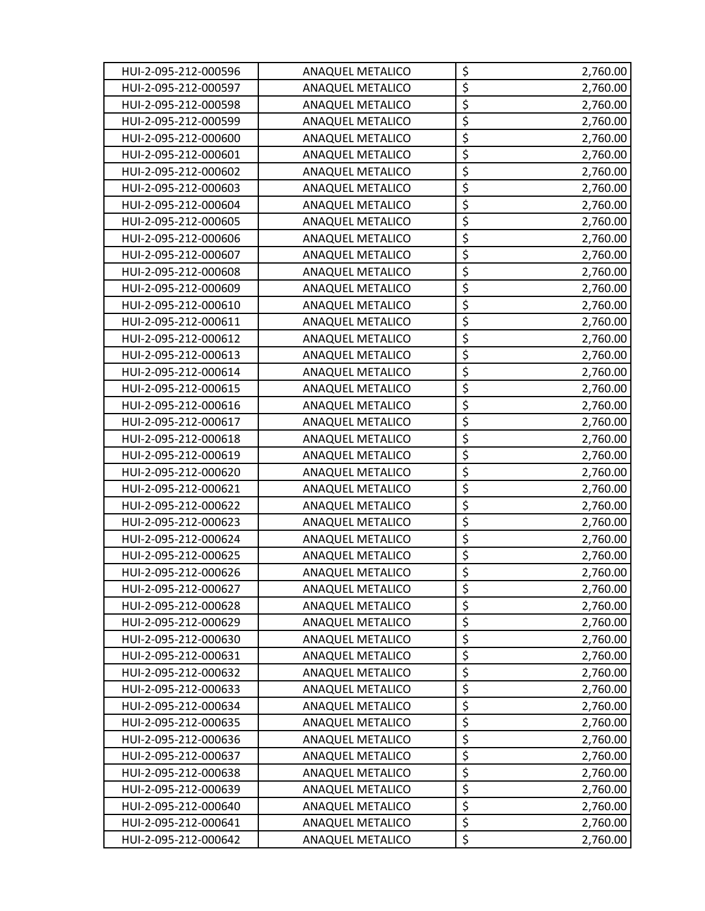| HUI-2-095-212-000596 | ANAQUEL METALICO | $ 2,760.00 |
|---|---|---|
| HUI-2-095-212-000597 | ANAQUEL METALICO | $ 2,760.00 |
| HUI-2-095-212-000598 | ANAQUEL METALICO | $ 2,760.00 |
| HUI-2-095-212-000599 | ANAQUEL METALICO | $ 2,760.00 |
| HUI-2-095-212-000600 | ANAQUEL METALICO | $ 2,760.00 |
| HUI-2-095-212-000601 | ANAQUEL METALICO | $ 2,760.00 |
| HUI-2-095-212-000602 | ANAQUEL METALICO | $ 2,760.00 |
| HUI-2-095-212-000603 | ANAQUEL METALICO | $ 2,760.00 |
| HUI-2-095-212-000604 | ANAQUEL METALICO | $ 2,760.00 |
| HUI-2-095-212-000605 | ANAQUEL METALICO | $ 2,760.00 |
| HUI-2-095-212-000606 | ANAQUEL METALICO | $ 2,760.00 |
| HUI-2-095-212-000607 | ANAQUEL METALICO | $ 2,760.00 |
| HUI-2-095-212-000608 | ANAQUEL METALICO | $ 2,760.00 |
| HUI-2-095-212-000609 | ANAQUEL METALICO | $ 2,760.00 |
| HUI-2-095-212-000610 | ANAQUEL METALICO | $ 2,760.00 |
| HUI-2-095-212-000611 | ANAQUEL METALICO | $ 2,760.00 |
| HUI-2-095-212-000612 | ANAQUEL METALICO | $ 2,760.00 |
| HUI-2-095-212-000613 | ANAQUEL METALICO | $ 2,760.00 |
| HUI-2-095-212-000614 | ANAQUEL METALICO | $ 2,760.00 |
| HUI-2-095-212-000615 | ANAQUEL METALICO | $ 2,760.00 |
| HUI-2-095-212-000616 | ANAQUEL METALICO | $ 2,760.00 |
| HUI-2-095-212-000617 | ANAQUEL METALICO | $ 2,760.00 |
| HUI-2-095-212-000618 | ANAQUEL METALICO | $ 2,760.00 |
| HUI-2-095-212-000619 | ANAQUEL METALICO | $ 2,760.00 |
| HUI-2-095-212-000620 | ANAQUEL METALICO | $ 2,760.00 |
| HUI-2-095-212-000621 | ANAQUEL METALICO | $ 2,760.00 |
| HUI-2-095-212-000622 | ANAQUEL METALICO | $ 2,760.00 |
| HUI-2-095-212-000623 | ANAQUEL METALICO | $ 2,760.00 |
| HUI-2-095-212-000624 | ANAQUEL METALICO | $ 2,760.00 |
| HUI-2-095-212-000625 | ANAQUEL METALICO | $ 2,760.00 |
| HUI-2-095-212-000626 | ANAQUEL METALICO | $ 2,760.00 |
| HUI-2-095-212-000627 | ANAQUEL METALICO | $ 2,760.00 |
| HUI-2-095-212-000628 | ANAQUEL METALICO | $ 2,760.00 |
| HUI-2-095-212-000629 | ANAQUEL METALICO | $ 2,760.00 |
| HUI-2-095-212-000630 | ANAQUEL METALICO | $ 2,760.00 |
| HUI-2-095-212-000631 | ANAQUEL METALICO | $ 2,760.00 |
| HUI-2-095-212-000632 | ANAQUEL METALICO | $ 2,760.00 |
| HUI-2-095-212-000633 | ANAQUEL METALICO | $ 2,760.00 |
| HUI-2-095-212-000634 | ANAQUEL METALICO | $ 2,760.00 |
| HUI-2-095-212-000635 | ANAQUEL METALICO | $ 2,760.00 |
| HUI-2-095-212-000636 | ANAQUEL METALICO | $ 2,760.00 |
| HUI-2-095-212-000637 | ANAQUEL METALICO | $ 2,760.00 |
| HUI-2-095-212-000638 | ANAQUEL METALICO | $ 2,760.00 |
| HUI-2-095-212-000639 | ANAQUEL METALICO | $ 2,760.00 |
| HUI-2-095-212-000640 | ANAQUEL METALICO | $ 2,760.00 |
| HUI-2-095-212-000641 | ANAQUEL METALICO | $ 2,760.00 |
| HUI-2-095-212-000642 | ANAQUEL METALICO | $ 2,760.00 |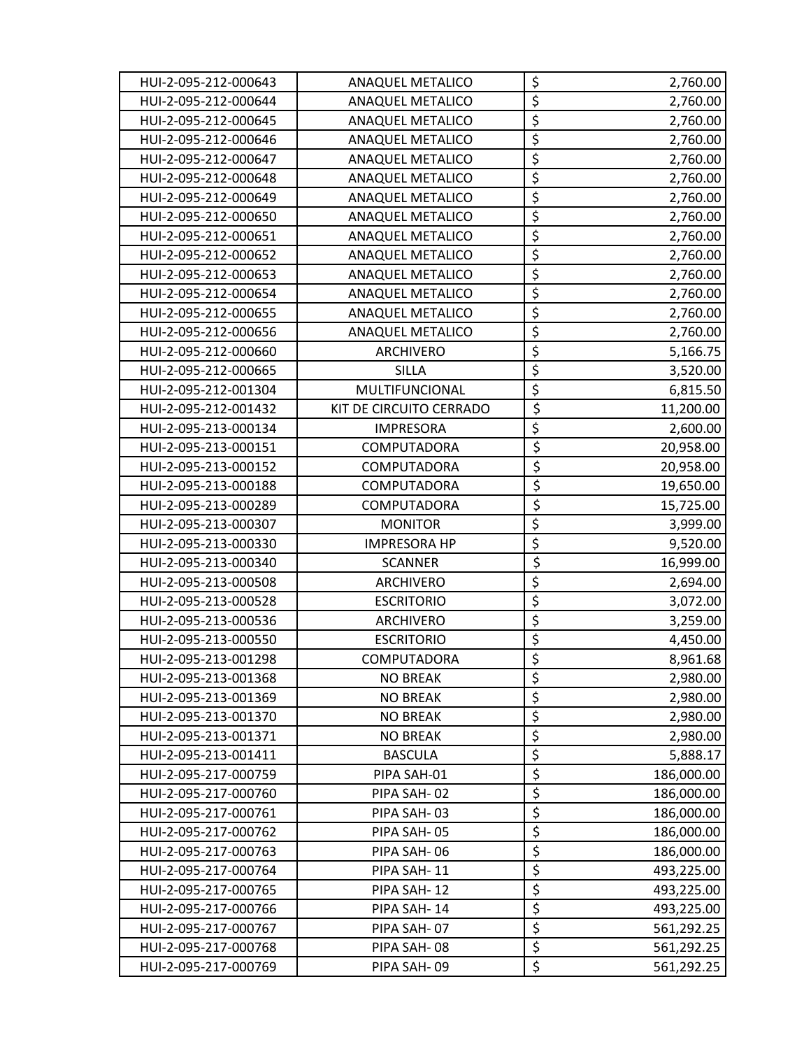| | | | |
|---|---|---|---|
| HUI-2-095-212-000643 | ANAQUEL METALICO | $ | 2,760.00 |
| HUI-2-095-212-000644 | ANAQUEL METALICO | $ | 2,760.00 |
| HUI-2-095-212-000645 | ANAQUEL METALICO | $ | 2,760.00 |
| HUI-2-095-212-000646 | ANAQUEL METALICO | $ | 2,760.00 |
| HUI-2-095-212-000647 | ANAQUEL METALICO | $ | 2,760.00 |
| HUI-2-095-212-000648 | ANAQUEL METALICO | $ | 2,760.00 |
| HUI-2-095-212-000649 | ANAQUEL METALICO | $ | 2,760.00 |
| HUI-2-095-212-000650 | ANAQUEL METALICO | $ | 2,760.00 |
| HUI-2-095-212-000651 | ANAQUEL METALICO | $ | 2,760.00 |
| HUI-2-095-212-000652 | ANAQUEL METALICO | $ | 2,760.00 |
| HUI-2-095-212-000653 | ANAQUEL METALICO | $ | 2,760.00 |
| HUI-2-095-212-000654 | ANAQUEL METALICO | $ | 2,760.00 |
| HUI-2-095-212-000655 | ANAQUEL METALICO | $ | 2,760.00 |
| HUI-2-095-212-000656 | ANAQUEL METALICO | $ | 2,760.00 |
| HUI-2-095-212-000660 | ARCHIVERO | $ | 5,166.75 |
| HUI-2-095-212-000665 | SILLA | $ | 3,520.00 |
| HUI-2-095-212-001304 | MULTIFUNCIONAL | $ | 6,815.50 |
| HUI-2-095-212-001432 | KIT DE CIRCUITO CERRADO | $ | 11,200.00 |
| HUI-2-095-213-000134 | IMPRESORA | $ | 2,600.00 |
| HUI-2-095-213-000151 | COMPUTADORA | $ | 20,958.00 |
| HUI-2-095-213-000152 | COMPUTADORA | $ | 20,958.00 |
| HUI-2-095-213-000188 | COMPUTADORA | $ | 19,650.00 |
| HUI-2-095-213-000289 | COMPUTADORA | $ | 15,725.00 |
| HUI-2-095-213-000307 | MONITOR | $ | 3,999.00 |
| HUI-2-095-213-000330 | IMPRESORA HP | $ | 9,520.00 |
| HUI-2-095-213-000340 | SCANNER | $ | 16,999.00 |
| HUI-2-095-213-000508 | ARCHIVERO | $ | 2,694.00 |
| HUI-2-095-213-000528 | ESCRITORIO | $ | 3,072.00 |
| HUI-2-095-213-000536 | ARCHIVERO | $ | 3,259.00 |
| HUI-2-095-213-000550 | ESCRITORIO | $ | 4,450.00 |
| HUI-2-095-213-001298 | COMPUTADORA | $ | 8,961.68 |
| HUI-2-095-213-001368 | NO BREAK | $ | 2,980.00 |
| HUI-2-095-213-001369 | NO BREAK | $ | 2,980.00 |
| HUI-2-095-213-001370 | NO BREAK | $ | 2,980.00 |
| HUI-2-095-213-001371 | NO BREAK | $ | 2,980.00 |
| HUI-2-095-213-001411 | BASCULA | $ | 5,888.17 |
| HUI-2-095-217-000759 | PIPA SAH-01 | $ | 186,000.00 |
| HUI-2-095-217-000760 | PIPA SAH- 02 | $ | 186,000.00 |
| HUI-2-095-217-000761 | PIPA SAH- 03 | $ | 186,000.00 |
| HUI-2-095-217-000762 | PIPA SAH- 05 | $ | 186,000.00 |
| HUI-2-095-217-000763 | PIPA SAH- 06 | $ | 186,000.00 |
| HUI-2-095-217-000764 | PIPA SAH- 11 | $ | 493,225.00 |
| HUI-2-095-217-000765 | PIPA SAH- 12 | $ | 493,225.00 |
| HUI-2-095-217-000766 | PIPA SAH- 14 | $ | 493,225.00 |
| HUI-2-095-217-000767 | PIPA SAH- 07 | $ | 561,292.25 |
| HUI-2-095-217-000768 | PIPA SAH- 08 | $ | 561,292.25 |
| HUI-2-095-217-000769 | PIPA SAH- 09 | $ | 561,292.25 |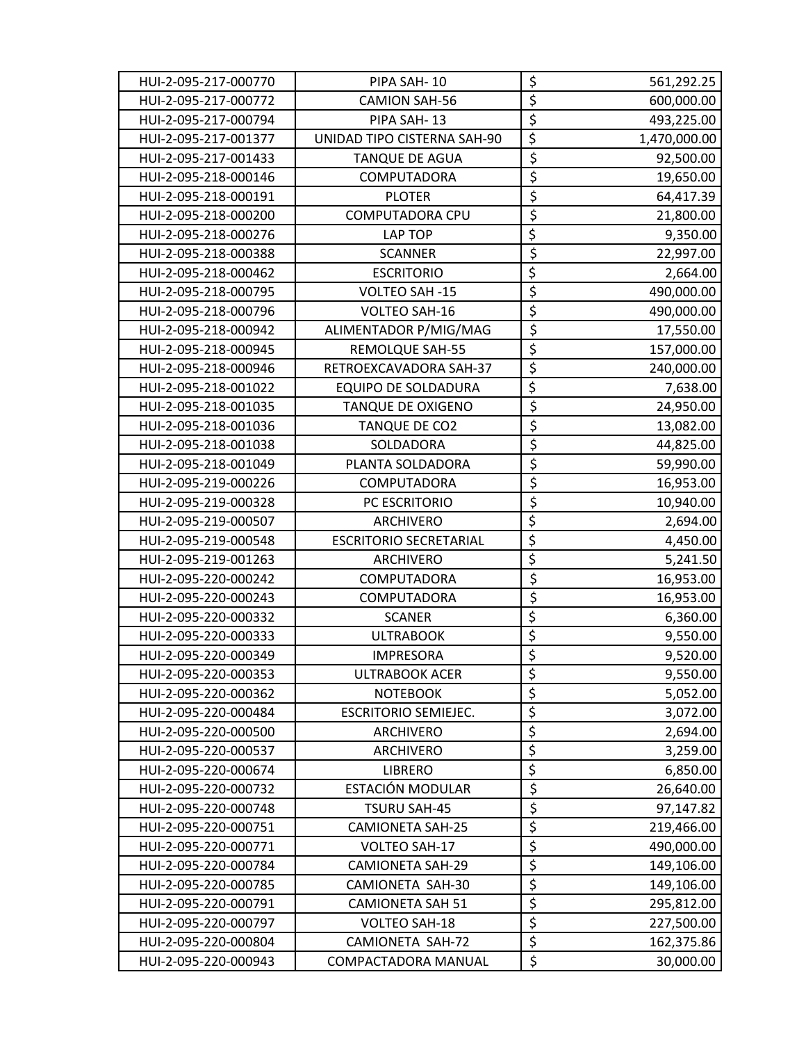| | | | |
|---|---|---|---|
| HUI-2-095-217-000770 | PIPA SAH- 10 | $ | 561,292.25 |
| HUI-2-095-217-000772 | CAMION SAH-56 | $ | 600,000.00 |
| HUI-2-095-217-000794 | PIPA SAH- 13 | $ | 493,225.00 |
| HUI-2-095-217-001377 | UNIDAD TIPO CISTERNA SAH-90 | $ | 1,470,000.00 |
| HUI-2-095-217-001433 | TANQUE DE AGUA | $ | 92,500.00 |
| HUI-2-095-218-000146 | COMPUTADORA | $ | 19,650.00 |
| HUI-2-095-218-000191 | PLOTER | $ | 64,417.39 |
| HUI-2-095-218-000200 | COMPUTADORA CPU | $ | 21,800.00 |
| HUI-2-095-218-000276 | LAP TOP | $ | 9,350.00 |
| HUI-2-095-218-000388 | SCANNER | $ | 22,997.00 |
| HUI-2-095-218-000462 | ESCRITORIO | $ | 2,664.00 |
| HUI-2-095-218-000795 | VOLTEO SAH -15 | $ | 490,000.00 |
| HUI-2-095-218-000796 | VOLTEO SAH-16 | $ | 490,000.00 |
| HUI-2-095-218-000942 | ALIMENTADOR P/MIG/MAG | $ | 17,550.00 |
| HUI-2-095-218-000945 | REMOLQUE SAH-55 | $ | 157,000.00 |
| HUI-2-095-218-000946 | RETROEXCAVADORA SAH-37 | $ | 240,000.00 |
| HUI-2-095-218-001022 | EQUIPO DE SOLDADURA | $ | 7,638.00 |
| HUI-2-095-218-001035 | TANQUE DE OXIGENO | $ | 24,950.00 |
| HUI-2-095-218-001036 | TANQUE DE CO2 | $ | 13,082.00 |
| HUI-2-095-218-001038 | SOLDADORA | $ | 44,825.00 |
| HUI-2-095-218-001049 | PLANTA SOLDADORA | $ | 59,990.00 |
| HUI-2-095-219-000226 | COMPUTADORA | $ | 16,953.00 |
| HUI-2-095-219-000328 | PC ESCRITORIO | $ | 10,940.00 |
| HUI-2-095-219-000507 | ARCHIVERO | $ | 2,694.00 |
| HUI-2-095-219-000548 | ESCRITORIO SECRETARIAL | $ | 4,450.00 |
| HUI-2-095-219-001263 | ARCHIVERO | $ | 5,241.50 |
| HUI-2-095-220-000242 | COMPUTADORA | $ | 16,953.00 |
| HUI-2-095-220-000243 | COMPUTADORA | $ | 16,953.00 |
| HUI-2-095-220-000332 | SCANER | $ | 6,360.00 |
| HUI-2-095-220-000333 | ULTRABOOK | $ | 9,550.00 |
| HUI-2-095-220-000349 | IMPRESORA | $ | 9,520.00 |
| HUI-2-095-220-000353 | ULTRABOOK ACER | $ | 9,550.00 |
| HUI-2-095-220-000362 | NOTEBOOK | $ | 5,052.00 |
| HUI-2-095-220-000484 | ESCRITORIO SEMIEJEC. | $ | 3,072.00 |
| HUI-2-095-220-000500 | ARCHIVERO | $ | 2,694.00 |
| HUI-2-095-220-000537 | ARCHIVERO | $ | 3,259.00 |
| HUI-2-095-220-000674 | LIBRERO | $ | 6,850.00 |
| HUI-2-095-220-000732 | ESTACIÓN MODULAR | $ | 26,640.00 |
| HUI-2-095-220-000748 | TSURU SAH-45 | $ | 97,147.82 |
| HUI-2-095-220-000751 | CAMIONETA SAH-25 | $ | 219,466.00 |
| HUI-2-095-220-000771 | VOLTEO SAH-17 | $ | 490,000.00 |
| HUI-2-095-220-000784 | CAMIONETA SAH-29 | $ | 149,106.00 |
| HUI-2-095-220-000785 | CAMIONETA SAH-30 | $ | 149,106.00 |
| HUI-2-095-220-000791 | CAMIONETA SAH 51 | $ | 295,812.00 |
| HUI-2-095-220-000797 | VOLTEO SAH-18 | $ | 227,500.00 |
| HUI-2-095-220-000804 | CAMIONETA SAH-72 | $ | 162,375.86 |
| HUI-2-095-220-000943 | COMPACTADORA MANUAL | $ | 30,000.00 |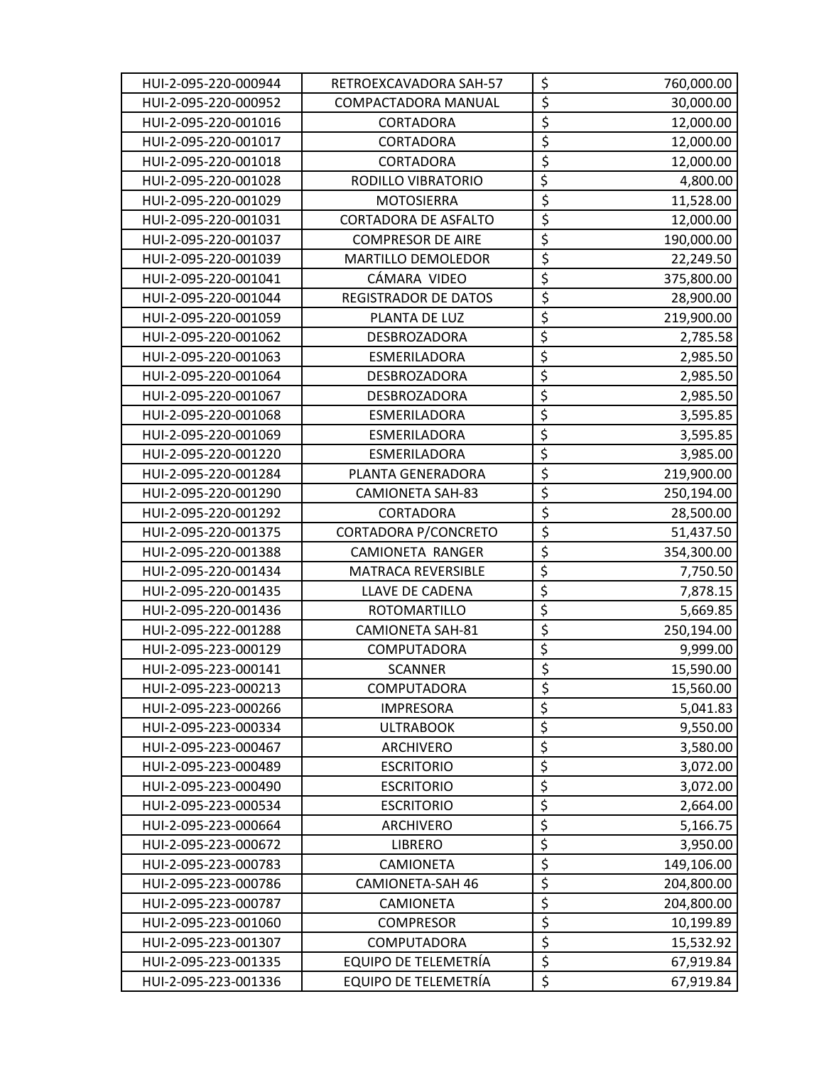| | | | |
|---|---|---|---|
| HUI-2-095-220-000944 | RETROEXCAVADORA SAH-57 | $ | 760,000.00 |
| HUI-2-095-220-000952 | COMPACTADORA MANUAL | $ | 30,000.00 |
| HUI-2-095-220-001016 | CORTADORA | $ | 12,000.00 |
| HUI-2-095-220-001017 | CORTADORA | $ | 12,000.00 |
| HUI-2-095-220-001018 | CORTADORA | $ | 12,000.00 |
| HUI-2-095-220-001028 | RODILLO VIBRATORIO | $ | 4,800.00 |
| HUI-2-095-220-001029 | MOTOSIERRA | $ | 11,528.00 |
| HUI-2-095-220-001031 | CORTADORA DE ASFALTO | $ | 12,000.00 |
| HUI-2-095-220-001037 | COMPRESOR DE AIRE | $ | 190,000.00 |
| HUI-2-095-220-001039 | MARTILLO DEMOLEDOR | $ | 22,249.50 |
| HUI-2-095-220-001041 | CÁMARA VIDEO | $ | 375,800.00 |
| HUI-2-095-220-001044 | REGISTRADOR DE DATOS | $ | 28,900.00 |
| HUI-2-095-220-001059 | PLANTA DE LUZ | $ | 219,900.00 |
| HUI-2-095-220-001062 | DESBROZADORA | $ | 2,785.58 |
| HUI-2-095-220-001063 | ESMERILADORA | $ | 2,985.50 |
| HUI-2-095-220-001064 | DESBROZADORA | $ | 2,985.50 |
| HUI-2-095-220-001067 | DESBROZADORA | $ | 2,985.50 |
| HUI-2-095-220-001068 | ESMERILADORA | $ | 3,595.85 |
| HUI-2-095-220-001069 | ESMERILADORA | $ | 3,595.85 |
| HUI-2-095-220-001220 | ESMERILADORA | $ | 3,985.00 |
| HUI-2-095-220-001284 | PLANTA GENERADORA | $ | 219,900.00 |
| HUI-2-095-220-001290 | CAMIONETA SAH-83 | $ | 250,194.00 |
| HUI-2-095-220-001292 | CORTADORA | $ | 28,500.00 |
| HUI-2-095-220-001375 | CORTADORA P/CONCRETO | $ | 51,437.50 |
| HUI-2-095-220-001388 | CAMIONETA RANGER | $ | 354,300.00 |
| HUI-2-095-220-001434 | MATRACA REVERSIBLE | $ | 7,750.50 |
| HUI-2-095-220-001435 | LLAVE DE CADENA | $ | 7,878.15 |
| HUI-2-095-220-001436 | ROTOMARTILLO | $ | 5,669.85 |
| HUI-2-095-222-001288 | CAMIONETA SAH-81 | $ | 250,194.00 |
| HUI-2-095-223-000129 | COMPUTADORA | $ | 9,999.00 |
| HUI-2-095-223-000141 | SCANNER | $ | 15,590.00 |
| HUI-2-095-223-000213 | COMPUTADORA | $ | 15,560.00 |
| HUI-2-095-223-000266 | IMPRESORA | $ | 5,041.83 |
| HUI-2-095-223-000334 | ULTRABOOK | $ | 9,550.00 |
| HUI-2-095-223-000467 | ARCHIVERO | $ | 3,580.00 |
| HUI-2-095-223-000489 | ESCRITORIO | $ | 3,072.00 |
| HUI-2-095-223-000490 | ESCRITORIO | $ | 3,072.00 |
| HUI-2-095-223-000534 | ESCRITORIO | $ | 2,664.00 |
| HUI-2-095-223-000664 | ARCHIVERO | $ | 5,166.75 |
| HUI-2-095-223-000672 | LIBRERO | $ | 3,950.00 |
| HUI-2-095-223-000783 | CAMIONETA | $ | 149,106.00 |
| HUI-2-095-223-000786 | CAMIONETA-SAH 46 | $ | 204,800.00 |
| HUI-2-095-223-000787 | CAMIONETA | $ | 204,800.00 |
| HUI-2-095-223-001060 | COMPRESOR | $ | 10,199.89 |
| HUI-2-095-223-001307 | COMPUTADORA | $ | 15,532.92 |
| HUI-2-095-223-001335 | EQUIPO DE TELEMETRÍA | $ | 67,919.84 |
| HUI-2-095-223-001336 | EQUIPO DE TELEMETRÍA | $ | 67,919.84 |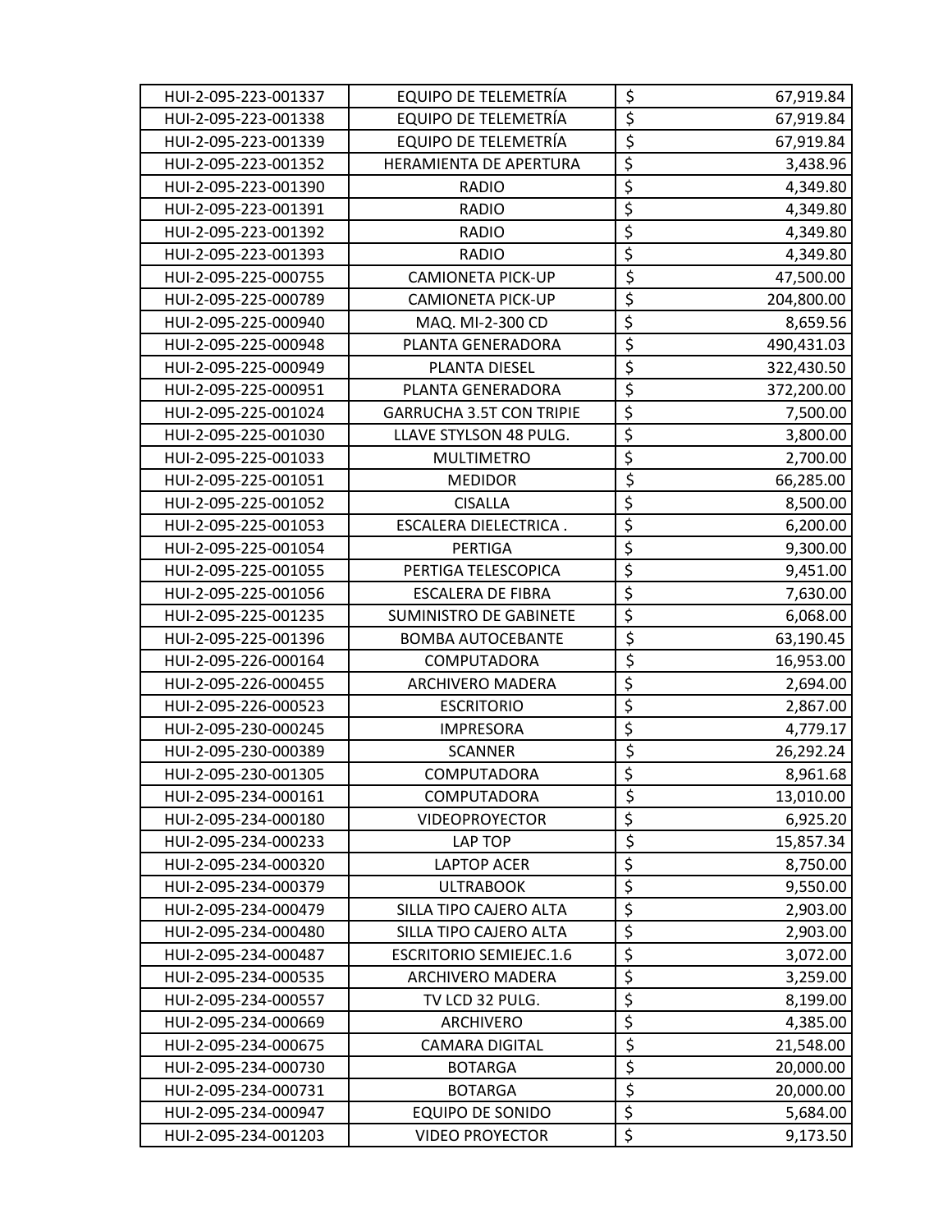| | | | |
|---|---|---|---|
| HUI-2-095-223-001337 | EQUIPO DE TELEMETRÍA | $ | 67,919.84 |
| HUI-2-095-223-001338 | EQUIPO DE TELEMETRÍA | $ | 67,919.84 |
| HUI-2-095-223-001339 | EQUIPO DE TELEMETRÍA | $ | 67,919.84 |
| HUI-2-095-223-001352 | HERAMIENTA DE APERTURA | $ | 3,438.96 |
| HUI-2-095-223-001390 | RADIO | $ | 4,349.80 |
| HUI-2-095-223-001391 | RADIO | $ | 4,349.80 |
| HUI-2-095-223-001392 | RADIO | $ | 4,349.80 |
| HUI-2-095-223-001393 | RADIO | $ | 4,349.80 |
| HUI-2-095-225-000755 | CAMIONETA PICK-UP | $ | 47,500.00 |
| HUI-2-095-225-000789 | CAMIONETA PICK-UP | $ | 204,800.00 |
| HUI-2-095-225-000940 | MAQ. MI-2-300 CD | $ | 8,659.56 |
| HUI-2-095-225-000948 | PLANTA GENERADORA | $ | 490,431.03 |
| HUI-2-095-225-000949 | PLANTA DIESEL | $ | 322,430.50 |
| HUI-2-095-225-000951 | PLANTA GENERADORA | $ | 372,200.00 |
| HUI-2-095-225-001024 | GARRUCHA 3.5T CON TRIPIE | $ | 7,500.00 |
| HUI-2-095-225-001030 | LLAVE STYLSON 48 PULG. | $ | 3,800.00 |
| HUI-2-095-225-001033 | MULTIMETRO | $ | 2,700.00 |
| HUI-2-095-225-001051 | MEDIDOR | $ | 66,285.00 |
| HUI-2-095-225-001052 | CISALLA | $ | 8,500.00 |
| HUI-2-095-225-001053 | ESCALERA DIELECTRICA . | $ | 6,200.00 |
| HUI-2-095-225-001054 | PERTIGA | $ | 9,300.00 |
| HUI-2-095-225-001055 | PERTIGA TELESCOPICA | $ | 9,451.00 |
| HUI-2-095-225-001056 | ESCALERA DE FIBRA | $ | 7,630.00 |
| HUI-2-095-225-001235 | SUMINISTRO DE GABINETE | $ | 6,068.00 |
| HUI-2-095-225-001396 | BOMBA AUTOCEBANTE | $ | 63,190.45 |
| HUI-2-095-226-000164 | COMPUTADORA | $ | 16,953.00 |
| HUI-2-095-226-000455 | ARCHIVERO MADERA | $ | 2,694.00 |
| HUI-2-095-226-000523 | ESCRITORIO | $ | 2,867.00 |
| HUI-2-095-230-000245 | IMPRESORA | $ | 4,779.17 |
| HUI-2-095-230-000389 | SCANNER | $ | 26,292.24 |
| HUI-2-095-230-001305 | COMPUTADORA | $ | 8,961.68 |
| HUI-2-095-234-000161 | COMPUTADORA | $ | 13,010.00 |
| HUI-2-095-234-000180 | VIDEOPROYECTOR | $ | 6,925.20 |
| HUI-2-095-234-000233 | LAP TOP | $ | 15,857.34 |
| HUI-2-095-234-000320 | LAPTOP ACER | $ | 8,750.00 |
| HUI-2-095-234-000379 | ULTRABOOK | $ | 9,550.00 |
| HUI-2-095-234-000479 | SILLA TIPO CAJERO ALTA | $ | 2,903.00 |
| HUI-2-095-234-000480 | SILLA TIPO CAJERO ALTA | $ | 2,903.00 |
| HUI-2-095-234-000487 | ESCRITORIO SEMIEJEC.1.6 | $ | 3,072.00 |
| HUI-2-095-234-000535 | ARCHIVERO MADERA | $ | 3,259.00 |
| HUI-2-095-234-000557 | TV LCD 32 PULG. | $ | 8,199.00 |
| HUI-2-095-234-000669 | ARCHIVERO | $ | 4,385.00 |
| HUI-2-095-234-000675 | CAMARA DIGITAL | $ | 21,548.00 |
| HUI-2-095-234-000730 | BOTARGA | $ | 20,000.00 |
| HUI-2-095-234-000731 | BOTARGA | $ | 20,000.00 |
| HUI-2-095-234-000947 | EQUIPO DE SONIDO | $ | 5,684.00 |
| HUI-2-095-234-001203 | VIDEO PROYECTOR | $ | 9,173.50 |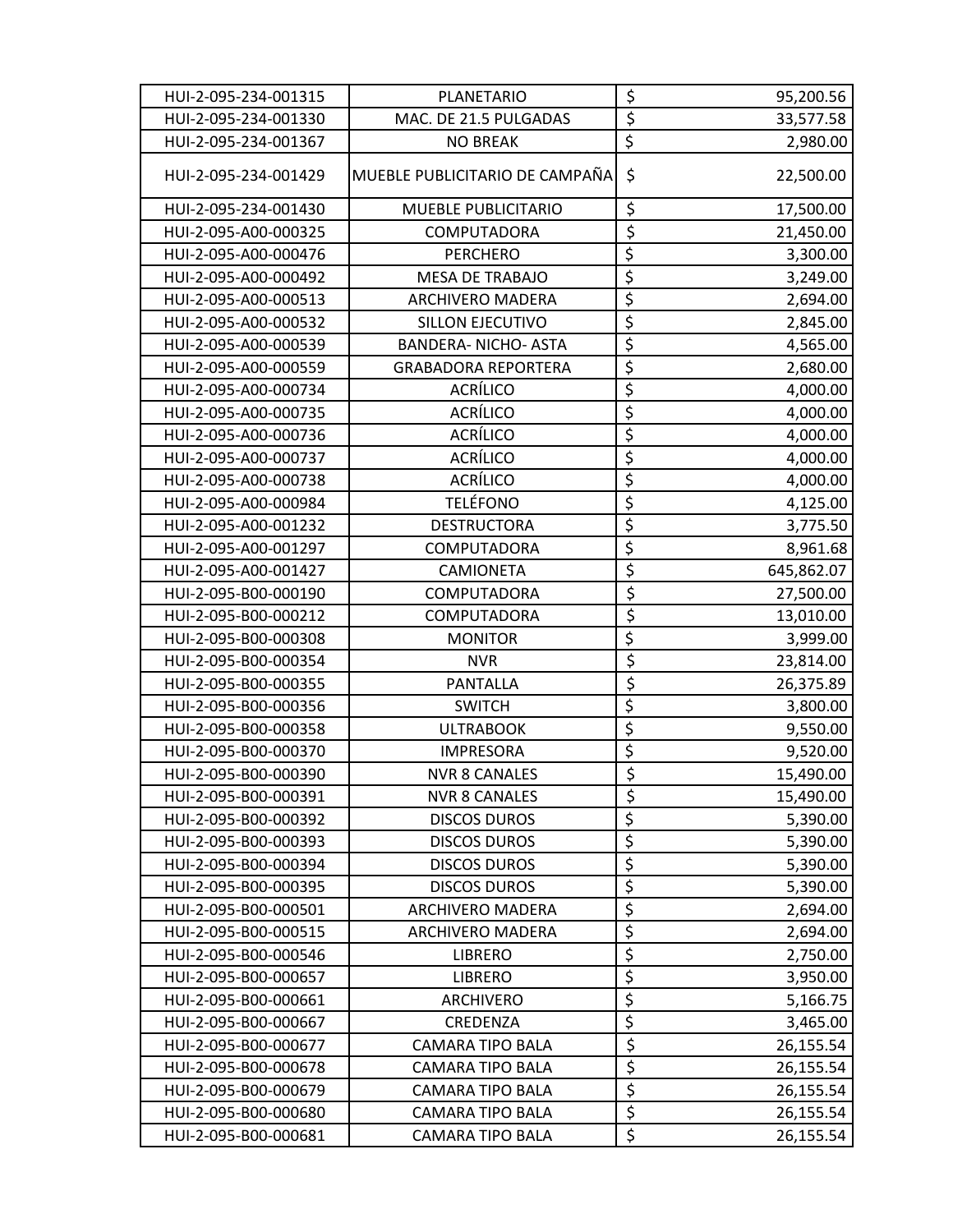| HUI-2-095-234-001315 | PLANETARIO | $ | 95,200.56 |
|---|---|---|---|
| HUI-2-095-234-001330 | MAC. DE 21.5 PULGADAS | $ | 33,577.58 |
| HUI-2-095-234-001367 | NO BREAK | $ | 2,980.00 |
| HUI-2-095-234-001429 | MUEBLE PUBLICITARIO DE CAMPAÑA | $ | 22,500.00 |
| HUI-2-095-234-001430 | MUEBLE PUBLICITARIO | $ | 17,500.00 |
| HUI-2-095-A00-000325 | COMPUTADORA | $ | 21,450.00 |
| HUI-2-095-A00-000476 | PERCHERO | $ | 3,300.00 |
| HUI-2-095-A00-000492 | MESA DE TRABAJO | $ | 3,249.00 |
| HUI-2-095-A00-000513 | ARCHIVERO MADERA | $ | 2,694.00 |
| HUI-2-095-A00-000532 | SILLON EJECUTIVO | $ | 2,845.00 |
| HUI-2-095-A00-000539 | BANDERA- NICHO- ASTA | $ | 4,565.00 |
| HUI-2-095-A00-000559 | GRABADORA REPORTERA | $ | 2,680.00 |
| HUI-2-095-A00-000734 | ACRÍLICO | $ | 4,000.00 |
| HUI-2-095-A00-000735 | ACRÍLICO | $ | 4,000.00 |
| HUI-2-095-A00-000736 | ACRÍLICO | $ | 4,000.00 |
| HUI-2-095-A00-000737 | ACRÍLICO | $ | 4,000.00 |
| HUI-2-095-A00-000738 | ACRÍLICO | $ | 4,000.00 |
| HUI-2-095-A00-000984 | TELÉFONO | $ | 4,125.00 |
| HUI-2-095-A00-001232 | DESTRUCTORA | $ | 3,775.50 |
| HUI-2-095-A00-001297 | COMPUTADORA | $ | 8,961.68 |
| HUI-2-095-A00-001427 | CAMIONETA | $ | 645,862.07 |
| HUI-2-095-B00-000190 | COMPUTADORA | $ | 27,500.00 |
| HUI-2-095-B00-000212 | COMPUTADORA | $ | 13,010.00 |
| HUI-2-095-B00-000308 | MONITOR | $ | 3,999.00 |
| HUI-2-095-B00-000354 | NVR | $ | 23,814.00 |
| HUI-2-095-B00-000355 | PANTALLA | $ | 26,375.89 |
| HUI-2-095-B00-000356 | SWITCH | $ | 3,800.00 |
| HUI-2-095-B00-000358 | ULTRABOOK | $ | 9,550.00 |
| HUI-2-095-B00-000370 | IMPRESORA | $ | 9,520.00 |
| HUI-2-095-B00-000390 | NVR 8 CANALES | $ | 15,490.00 |
| HUI-2-095-B00-000391 | NVR 8 CANALES | $ | 15,490.00 |
| HUI-2-095-B00-000392 | DISCOS DUROS | $ | 5,390.00 |
| HUI-2-095-B00-000393 | DISCOS DUROS | $ | 5,390.00 |
| HUI-2-095-B00-000394 | DISCOS DUROS | $ | 5,390.00 |
| HUI-2-095-B00-000395 | DISCOS DUROS | $ | 5,390.00 |
| HUI-2-095-B00-000501 | ARCHIVERO MADERA | $ | 2,694.00 |
| HUI-2-095-B00-000515 | ARCHIVERO MADERA | $ | 2,694.00 |
| HUI-2-095-B00-000546 | LIBRERO | $ | 2,750.00 |
| HUI-2-095-B00-000657 | LIBRERO | $ | 3,950.00 |
| HUI-2-095-B00-000661 | ARCHIVERO | $ | 5,166.75 |
| HUI-2-095-B00-000667 | CREDENZA | $ | 3,465.00 |
| HUI-2-095-B00-000677 | CAMARA TIPO BALA | $ | 26,155.54 |
| HUI-2-095-B00-000678 | CAMARA TIPO BALA | $ | 26,155.54 |
| HUI-2-095-B00-000679 | CAMARA TIPO BALA | $ | 26,155.54 |
| HUI-2-095-B00-000680 | CAMARA TIPO BALA | $ | 26,155.54 |
| HUI-2-095-B00-000681 | CAMARA TIPO BALA | $ | 26,155.54 |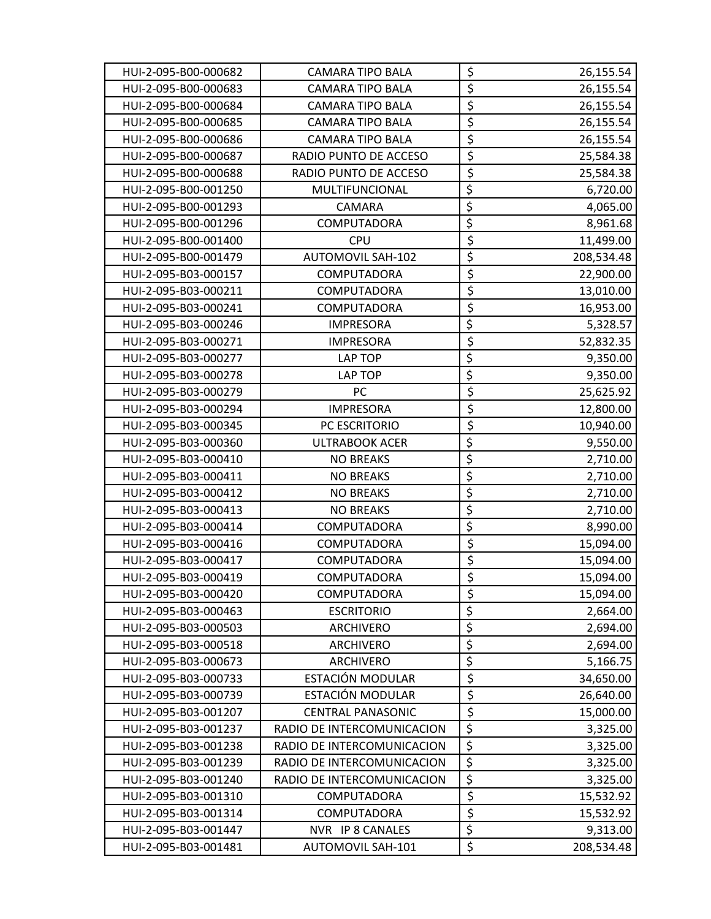| | | | |
|---|---|---|---|
| HUI-2-095-B00-000682 | CAMARA TIPO BALA | $ | 26,155.54 |
| HUI-2-095-B00-000683 | CAMARA TIPO BALA | $ | 26,155.54 |
| HUI-2-095-B00-000684 | CAMARA TIPO BALA | $ | 26,155.54 |
| HUI-2-095-B00-000685 | CAMARA TIPO BALA | $ | 26,155.54 |
| HUI-2-095-B00-000686 | CAMARA TIPO BALA | $ | 26,155.54 |
| HUI-2-095-B00-000687 | RADIO PUNTO DE ACCESO | $ | 25,584.38 |
| HUI-2-095-B00-000688 | RADIO PUNTO DE ACCESO | $ | 25,584.38 |
| HUI-2-095-B00-001250 | MULTIFUNCIONAL | $ | 6,720.00 |
| HUI-2-095-B00-001293 | CAMARA | $ | 4,065.00 |
| HUI-2-095-B00-001296 | COMPUTADORA | $ | 8,961.68 |
| HUI-2-095-B00-001400 | CPU | $ | 11,499.00 |
| HUI-2-095-B00-001479 | AUTOMOVIL SAH-102 | $ | 208,534.48 |
| HUI-2-095-B03-000157 | COMPUTADORA | $ | 22,900.00 |
| HUI-2-095-B03-000211 | COMPUTADORA | $ | 13,010.00 |
| HUI-2-095-B03-000241 | COMPUTADORA | $ | 16,953.00 |
| HUI-2-095-B03-000246 | IMPRESORA | $ | 5,328.57 |
| HUI-2-095-B03-000271 | IMPRESORA | $ | 52,832.35 |
| HUI-2-095-B03-000277 | LAP TOP | $ | 9,350.00 |
| HUI-2-095-B03-000278 | LAP TOP | $ | 9,350.00 |
| HUI-2-095-B03-000279 | PC | $ | 25,625.92 |
| HUI-2-095-B03-000294 | IMPRESORA | $ | 12,800.00 |
| HUI-2-095-B03-000345 | PC ESCRITORIO | $ | 10,940.00 |
| HUI-2-095-B03-000360 | ULTRABOOK ACER | $ | 9,550.00 |
| HUI-2-095-B03-000410 | NO BREAKS | $ | 2,710.00 |
| HUI-2-095-B03-000411 | NO BREAKS | $ | 2,710.00 |
| HUI-2-095-B03-000412 | NO BREAKS | $ | 2,710.00 |
| HUI-2-095-B03-000413 | NO BREAKS | $ | 2,710.00 |
| HUI-2-095-B03-000414 | COMPUTADORA | $ | 8,990.00 |
| HUI-2-095-B03-000416 | COMPUTADORA | $ | 15,094.00 |
| HUI-2-095-B03-000417 | COMPUTADORA | $ | 15,094.00 |
| HUI-2-095-B03-000419 | COMPUTADORA | $ | 15,094.00 |
| HUI-2-095-B03-000420 | COMPUTADORA | $ | 15,094.00 |
| HUI-2-095-B03-000463 | ESCRITORIO | $ | 2,664.00 |
| HUI-2-095-B03-000503 | ARCHIVERO | $ | 2,694.00 |
| HUI-2-095-B03-000518 | ARCHIVERO | $ | 2,694.00 |
| HUI-2-095-B03-000673 | ARCHIVERO | $ | 5,166.75 |
| HUI-2-095-B03-000733 | ESTACIÓN MODULAR | $ | 34,650.00 |
| HUI-2-095-B03-000739 | ESTACIÓN MODULAR | $ | 26,640.00 |
| HUI-2-095-B03-001207 | CENTRAL PANASONIC | $ | 15,000.00 |
| HUI-2-095-B03-001237 | RADIO DE INTERCOMUNICACION | $ | 3,325.00 |
| HUI-2-095-B03-001238 | RADIO DE INTERCOMUNICACION | $ | 3,325.00 |
| HUI-2-095-B03-001239 | RADIO DE INTERCOMUNICACION | $ | 3,325.00 |
| HUI-2-095-B03-001240 | RADIO DE INTERCOMUNICACION | $ | 3,325.00 |
| HUI-2-095-B03-001310 | COMPUTADORA | $ | 15,532.92 |
| HUI-2-095-B03-001314 | COMPUTADORA | $ | 15,532.92 |
| HUI-2-095-B03-001447 | NVR IP 8 CANALES | $ | 9,313.00 |
| HUI-2-095-B03-001481 | AUTOMOVIL SAH-101 | $ | 208,534.48 |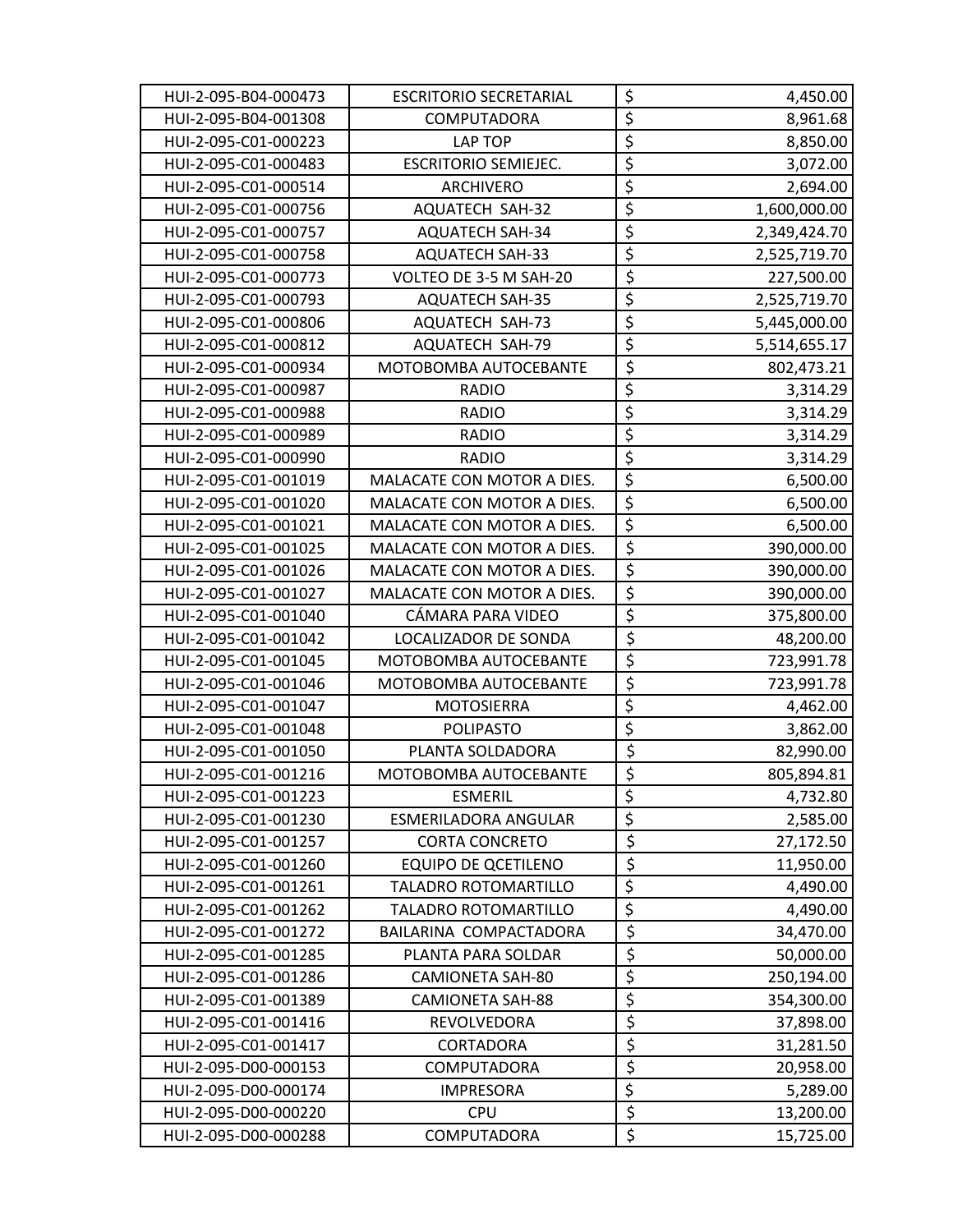| | | | |
|---|---|---|---|
| HUI-2-095-B04-000473 | ESCRITORIO SECRETARIAL | $ | 4,450.00 |
| HUI-2-095-B04-001308 | COMPUTADORA | $ | 8,961.68 |
| HUI-2-095-C01-000223 | LAP TOP | $ | 8,850.00 |
| HUI-2-095-C01-000483 | ESCRITORIO SEMIEJEC. | $ | 3,072.00 |
| HUI-2-095-C01-000514 | ARCHIVERO | $ | 2,694.00 |
| HUI-2-095-C01-000756 | AQUATECH SAH-32 | $ | 1,600,000.00 |
| HUI-2-095-C01-000757 | AQUATECH SAH-34 | $ | 2,349,424.70 |
| HUI-2-095-C01-000758 | AQUATECH SAH-33 | $ | 2,525,719.70 |
| HUI-2-095-C01-000773 | VOLTEO DE 3-5 M SAH-20 | $ | 227,500.00 |
| HUI-2-095-C01-000793 | AQUATECH SAH-35 | $ | 2,525,719.70 |
| HUI-2-095-C01-000806 | AQUATECH SAH-73 | $ | 5,445,000.00 |
| HUI-2-095-C01-000812 | AQUATECH SAH-79 | $ | 5,514,655.17 |
| HUI-2-095-C01-000934 | MOTOBOMBA AUTOCEBANTE | $ | 802,473.21 |
| HUI-2-095-C01-000987 | RADIO | $ | 3,314.29 |
| HUI-2-095-C01-000988 | RADIO | $ | 3,314.29 |
| HUI-2-095-C01-000989 | RADIO | $ | 3,314.29 |
| HUI-2-095-C01-000990 | RADIO | $ | 3,314.29 |
| HUI-2-095-C01-001019 | MALACATE CON MOTOR A DIES. | $ | 6,500.00 |
| HUI-2-095-C01-001020 | MALACATE CON MOTOR A DIES. | $ | 6,500.00 |
| HUI-2-095-C01-001021 | MALACATE CON MOTOR A DIES. | $ | 6,500.00 |
| HUI-2-095-C01-001025 | MALACATE CON MOTOR A DIES. | $ | 390,000.00 |
| HUI-2-095-C01-001026 | MALACATE CON MOTOR A DIES. | $ | 390,000.00 |
| HUI-2-095-C01-001027 | MALACATE CON MOTOR A DIES. | $ | 390,000.00 |
| HUI-2-095-C01-001040 | CÁMARA PARA VIDEO | $ | 375,800.00 |
| HUI-2-095-C01-001042 | LOCALIZADOR DE SONDA | $ | 48,200.00 |
| HUI-2-095-C01-001045 | MOTOBOMBA AUTOCEBANTE | $ | 723,991.78 |
| HUI-2-095-C01-001046 | MOTOBOMBA AUTOCEBANTE | $ | 723,991.78 |
| HUI-2-095-C01-001047 | MOTOSIERRA | $ | 4,462.00 |
| HUI-2-095-C01-001048 | POLIPASTO | $ | 3,862.00 |
| HUI-2-095-C01-001050 | PLANTA SOLDADORA | $ | 82,990.00 |
| HUI-2-095-C01-001216 | MOTOBOMBA AUTOCEBANTE | $ | 805,894.81 |
| HUI-2-095-C01-001223 | ESMERIL | $ | 4,732.80 |
| HUI-2-095-C01-001230 | ESMERILADORA ANGULAR | $ | 2,585.00 |
| HUI-2-095-C01-001257 | CORTA CONCRETO | $ | 27,172.50 |
| HUI-2-095-C01-001260 | EQUIPO DE QCETILENO | $ | 11,950.00 |
| HUI-2-095-C01-001261 | TALADRO ROTOMARTILLO | $ | 4,490.00 |
| HUI-2-095-C01-001262 | TALADRO ROTOMARTILLO | $ | 4,490.00 |
| HUI-2-095-C01-001272 | BAILARINA COMPACTADORA | $ | 34,470.00 |
| HUI-2-095-C01-001285 | PLANTA PARA SOLDAR | $ | 50,000.00 |
| HUI-2-095-C01-001286 | CAMIONETA SAH-80 | $ | 250,194.00 |
| HUI-2-095-C01-001389 | CAMIONETA SAH-88 | $ | 354,300.00 |
| HUI-2-095-C01-001416 | REVOLVEDORA | $ | 37,898.00 |
| HUI-2-095-C01-001417 | CORTADORA | $ | 31,281.50 |
| HUI-2-095-D00-000153 | COMPUTADORA | $ | 20,958.00 |
| HUI-2-095-D00-000174 | IMPRESORA | $ | 5,289.00 |
| HUI-2-095-D00-000220 | CPU | $ | 13,200.00 |
| HUI-2-095-D00-000288 | COMPUTADORA | $ | 15,725.00 |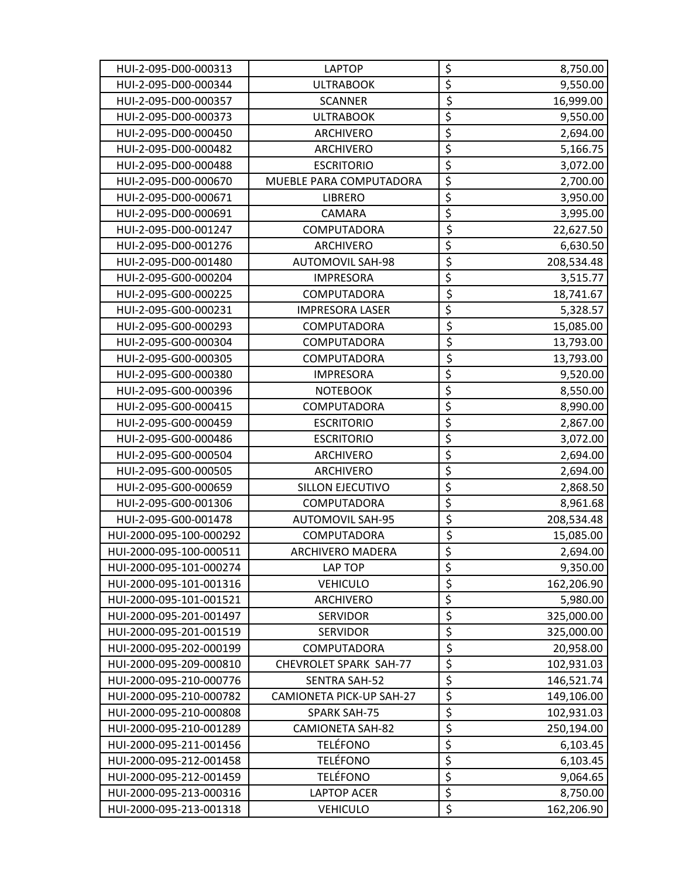| | | | |
|---|---|---|---|
| HUI-2-095-D00-000313 | LAPTOP | $ | 8,750.00 |
| HUI-2-095-D00-000344 | ULTRABOOK | $ | 9,550.00 |
| HUI-2-095-D00-000357 | SCANNER | $ | 16,999.00 |
| HUI-2-095-D00-000373 | ULTRABOOK | $ | 9,550.00 |
| HUI-2-095-D00-000450 | ARCHIVERO | $ | 2,694.00 |
| HUI-2-095-D00-000482 | ARCHIVERO | $ | 5,166.75 |
| HUI-2-095-D00-000488 | ESCRITORIO | $ | 3,072.00 |
| HUI-2-095-D00-000670 | MUEBLE PARA COMPUTADORA | $ | 2,700.00 |
| HUI-2-095-D00-000671 | LIBRERO | $ | 3,950.00 |
| HUI-2-095-D00-000691 | CAMARA | $ | 3,995.00 |
| HUI-2-095-D00-001247 | COMPUTADORA | $ | 22,627.50 |
| HUI-2-095-D00-001276 | ARCHIVERO | $ | 6,630.50 |
| HUI-2-095-D00-001480 | AUTOMOVIL SAH-98 | $ | 208,534.48 |
| HUI-2-095-G00-000204 | IMPRESORA | $ | 3,515.77 |
| HUI-2-095-G00-000225 | COMPUTADORA | $ | 18,741.67 |
| HUI-2-095-G00-000231 | IMPRESORA LASER | $ | 5,328.57 |
| HUI-2-095-G00-000293 | COMPUTADORA | $ | 15,085.00 |
| HUI-2-095-G00-000304 | COMPUTADORA | $ | 13,793.00 |
| HUI-2-095-G00-000305 | COMPUTADORA | $ | 13,793.00 |
| HUI-2-095-G00-000380 | IMPRESORA | $ | 9,520.00 |
| HUI-2-095-G00-000396 | NOTEBOOK | $ | 8,550.00 |
| HUI-2-095-G00-000415 | COMPUTADORA | $ | 8,990.00 |
| HUI-2-095-G00-000459 | ESCRITORIO | $ | 2,867.00 |
| HUI-2-095-G00-000486 | ESCRITORIO | $ | 3,072.00 |
| HUI-2-095-G00-000504 | ARCHIVERO | $ | 2,694.00 |
| HUI-2-095-G00-000505 | ARCHIVERO | $ | 2,694.00 |
| HUI-2-095-G00-000659 | SILLON EJECUTIVO | $ | 2,868.50 |
| HUI-2-095-G00-001306 | COMPUTADORA | $ | 8,961.68 |
| HUI-2-095-G00-001478 | AUTOMOVIL SAH-95 | $ | 208,534.48 |
| HUI-2000-095-100-000292 | COMPUTADORA | $ | 15,085.00 |
| HUI-2000-095-100-000511 | ARCHIVERO MADERA | $ | 2,694.00 |
| HUI-2000-095-101-000274 | LAP TOP | $ | 9,350.00 |
| HUI-2000-095-101-001316 | VEHICULO | $ | 162,206.90 |
| HUI-2000-095-101-001521 | ARCHIVERO | $ | 5,980.00 |
| HUI-2000-095-201-001497 | SERVIDOR | $ | 325,000.00 |
| HUI-2000-095-201-001519 | SERVIDOR | $ | 325,000.00 |
| HUI-2000-095-202-000199 | COMPUTADORA | $ | 20,958.00 |
| HUI-2000-095-209-000810 | CHEVROLET SPARK SAH-77 | $ | 102,931.03 |
| HUI-2000-095-210-000776 | SENTRA SAH-52 | $ | 146,521.74 |
| HUI-2000-095-210-000782 | CAMIONETA PICK-UP SAH-27 | $ | 149,106.00 |
| HUI-2000-095-210-000808 | SPARK SAH-75 | $ | 102,931.03 |
| HUI-2000-095-210-001289 | CAMIONETA SAH-82 | $ | 250,194.00 |
| HUI-2000-095-211-001456 | TELÉFONO | $ | 6,103.45 |
| HUI-2000-095-212-001458 | TELÉFONO | $ | 6,103.45 |
| HUI-2000-095-212-001459 | TELÉFONO | $ | 9,064.65 |
| HUI-2000-095-213-000316 | LAPTOP ACER | $ | 8,750.00 |
| HUI-2000-095-213-001318 | VEHICULO | $ | 162,206.90 |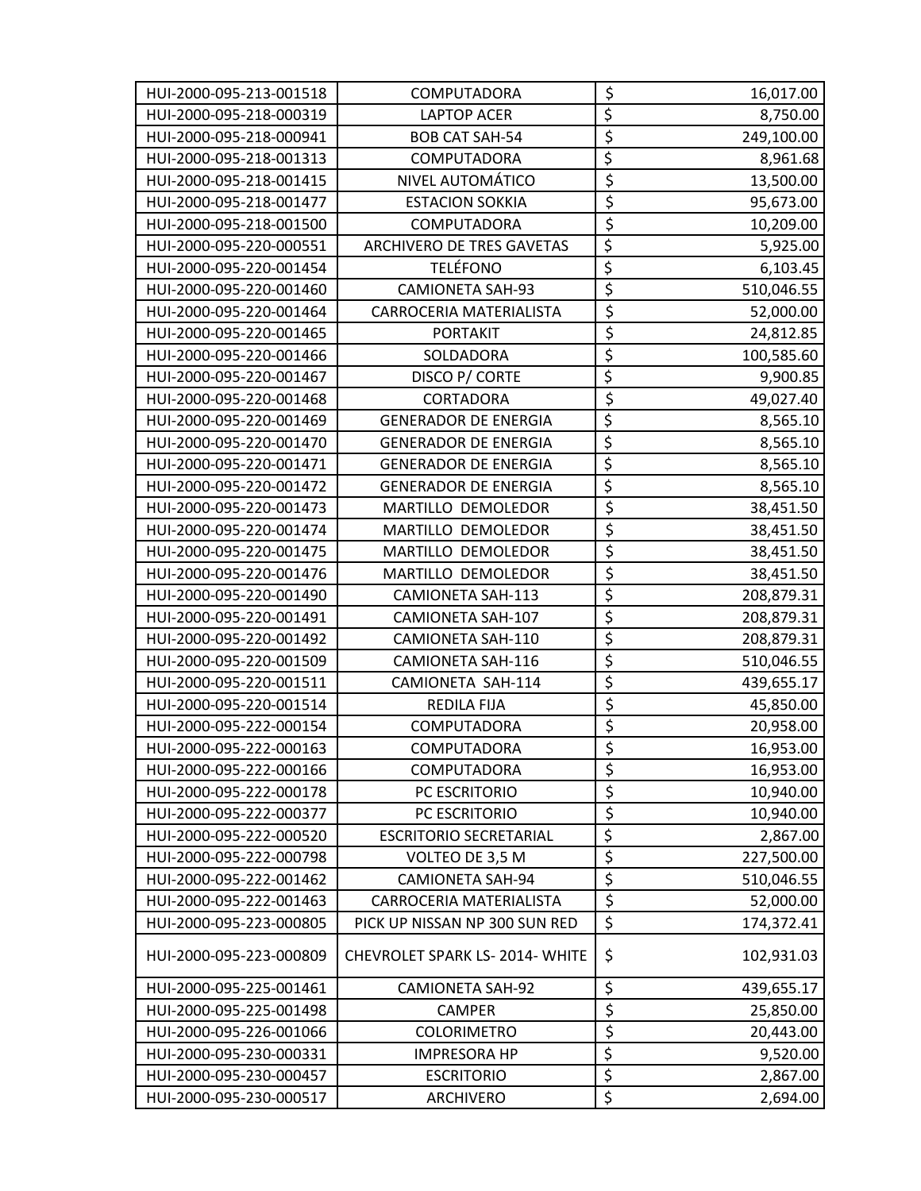| | | | |
|---|---|---|---|
| HUI-2000-095-213-001518 | COMPUTADORA | $ | 16,017.00 |
| HUI-2000-095-218-000319 | LAPTOP ACER | $ | 8,750.00 |
| HUI-2000-095-218-000941 | BOB CAT SAH-54 | $ | 249,100.00 |
| HUI-2000-095-218-001313 | COMPUTADORA | $ | 8,961.68 |
| HUI-2000-095-218-001415 | NIVEL AUTOMÁTICO | $ | 13,500.00 |
| HUI-2000-095-218-001477 | ESTACION SOKKIA | $ | 95,673.00 |
| HUI-2000-095-218-001500 | COMPUTADORA | $ | 10,209.00 |
| HUI-2000-095-220-000551 | ARCHIVERO DE TRES GAVETAS | $ | 5,925.00 |
| HUI-2000-095-220-001454 | TELÉFONO | $ | 6,103.45 |
| HUI-2000-095-220-001460 | CAMIONETA SAH-93 | $ | 510,046.55 |
| HUI-2000-095-220-001464 | CARROCERIA MATERIALISTA | $ | 52,000.00 |
| HUI-2000-095-220-001465 | PORTAKIT | $ | 24,812.85 |
| HUI-2000-095-220-001466 | SOLDADORA | $ | 100,585.60 |
| HUI-2000-095-220-001467 | DISCO P/ CORTE | $ | 9,900.85 |
| HUI-2000-095-220-001468 | CORTADORA | $ | 49,027.40 |
| HUI-2000-095-220-001469 | GENERADOR DE ENERGIA | $ | 8,565.10 |
| HUI-2000-095-220-001470 | GENERADOR DE ENERGIA | $ | 8,565.10 |
| HUI-2000-095-220-001471 | GENERADOR DE ENERGIA | $ | 8,565.10 |
| HUI-2000-095-220-001472 | GENERADOR DE ENERGIA | $ | 8,565.10 |
| HUI-2000-095-220-001473 | MARTILLO DEMOLEDOR | $ | 38,451.50 |
| HUI-2000-095-220-001474 | MARTILLO DEMOLEDOR | $ | 38,451.50 |
| HUI-2000-095-220-001475 | MARTILLO DEMOLEDOR | $ | 38,451.50 |
| HUI-2000-095-220-001476 | MARTILLO DEMOLEDOR | $ | 38,451.50 |
| HUI-2000-095-220-001490 | CAMIONETA SAH-113 | $ | 208,879.31 |
| HUI-2000-095-220-001491 | CAMIONETA SAH-107 | $ | 208,879.31 |
| HUI-2000-095-220-001492 | CAMIONETA SAH-110 | $ | 208,879.31 |
| HUI-2000-095-220-001509 | CAMIONETA SAH-116 | $ | 510,046.55 |
| HUI-2000-095-220-001511 | CAMIONETA SAH-114 | $ | 439,655.17 |
| HUI-2000-095-220-001514 | REDILA FIJA | $ | 45,850.00 |
| HUI-2000-095-222-000154 | COMPUTADORA | $ | 20,958.00 |
| HUI-2000-095-222-000163 | COMPUTADORA | $ | 16,953.00 |
| HUI-2000-095-222-000166 | COMPUTADORA | $ | 16,953.00 |
| HUI-2000-095-222-000178 | PC ESCRITORIO | $ | 10,940.00 |
| HUI-2000-095-222-000377 | PC ESCRITORIO | $ | 10,940.00 |
| HUI-2000-095-222-000520 | ESCRITORIO SECRETARIAL | $ | 2,867.00 |
| HUI-2000-095-222-000798 | VOLTEO DE 3,5 M | $ | 227,500.00 |
| HUI-2000-095-222-001462 | CAMIONETA SAH-94 | $ | 510,046.55 |
| HUI-2000-095-222-001463 | CARROCERIA MATERIALISTA | $ | 52,000.00 |
| HUI-2000-095-223-000805 | PICK UP NISSAN NP 300 SUN RED | $ | 174,372.41 |
| HUI-2000-095-223-000809 | CHEVROLET SPARK LS- 2014- WHITE | $ | 102,931.03 |
| HUI-2000-095-225-001461 | CAMIONETA SAH-92 | $ | 439,655.17 |
| HUI-2000-095-225-001498 | CAMPER | $ | 25,850.00 |
| HUI-2000-095-226-001066 | COLORIMETRO | $ | 20,443.00 |
| HUI-2000-095-230-000331 | IMPRESORA HP | $ | 9,520.00 |
| HUI-2000-095-230-000457 | ESCRITORIO | $ | 2,867.00 |
| HUI-2000-095-230-000517 | ARCHIVERO | $ | 2,694.00 |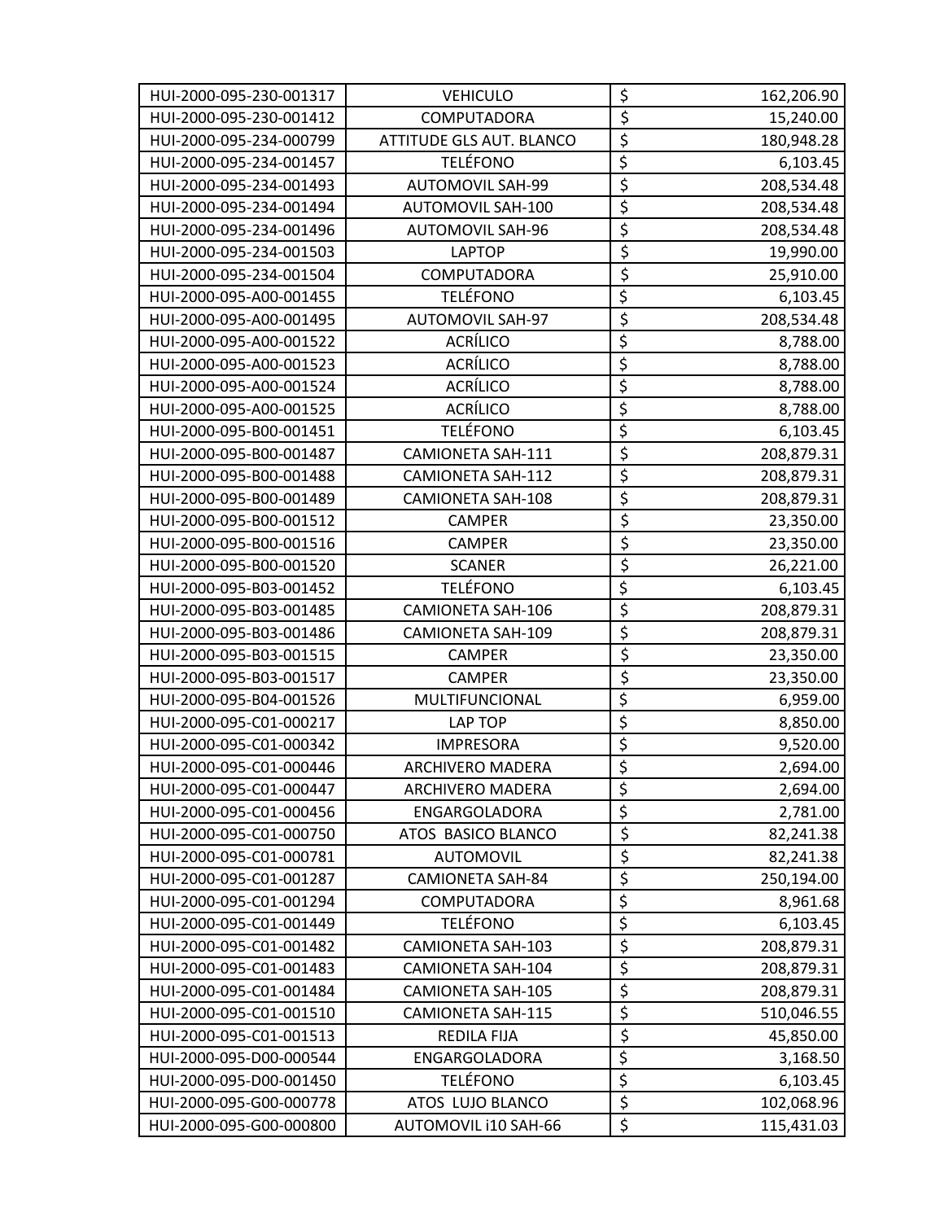| | | | |
|---|---|---|---|
| HUI-2000-095-230-001317 | VEHICULO | $ | 162,206.90 |
| HUI-2000-095-230-001412 | COMPUTADORA | $ | 15,240.00 |
| HUI-2000-095-234-000799 | ATTITUDE GLS AUT. BLANCO | $ | 180,948.28 |
| HUI-2000-095-234-001457 | TELÉFONO | $ | 6,103.45 |
| HUI-2000-095-234-001493 | AUTOMOVIL SAH-99 | $ | 208,534.48 |
| HUI-2000-095-234-001494 | AUTOMOVIL SAH-100 | $ | 208,534.48 |
| HUI-2000-095-234-001496 | AUTOMOVIL SAH-96 | $ | 208,534.48 |
| HUI-2000-095-234-001503 | LAPTOP | $ | 19,990.00 |
| HUI-2000-095-234-001504 | COMPUTADORA | $ | 25,910.00 |
| HUI-2000-095-A00-001455 | TELÉFONO | $ | 6,103.45 |
| HUI-2000-095-A00-001495 | AUTOMOVIL SAH-97 | $ | 208,534.48 |
| HUI-2000-095-A00-001522 | ACRÍLICO | $ | 8,788.00 |
| HUI-2000-095-A00-001523 | ACRÍLICO | $ | 8,788.00 |
| HUI-2000-095-A00-001524 | ACRÍLICO | $ | 8,788.00 |
| HUI-2000-095-A00-001525 | ACRÍLICO | $ | 8,788.00 |
| HUI-2000-095-B00-001451 | TELÉFONO | $ | 6,103.45 |
| HUI-2000-095-B00-001487 | CAMIONETA SAH-111 | $ | 208,879.31 |
| HUI-2000-095-B00-001488 | CAMIONETA SAH-112 | $ | 208,879.31 |
| HUI-2000-095-B00-001489 | CAMIONETA SAH-108 | $ | 208,879.31 |
| HUI-2000-095-B00-001512 | CAMPER | $ | 23,350.00 |
| HUI-2000-095-B00-001516 | CAMPER | $ | 23,350.00 |
| HUI-2000-095-B00-001520 | SCANER | $ | 26,221.00 |
| HUI-2000-095-B03-001452 | TELÉFONO | $ | 6,103.45 |
| HUI-2000-095-B03-001485 | CAMIONETA SAH-106 | $ | 208,879.31 |
| HUI-2000-095-B03-001486 | CAMIONETA SAH-109 | $ | 208,879.31 |
| HUI-2000-095-B03-001515 | CAMPER | $ | 23,350.00 |
| HUI-2000-095-B03-001517 | CAMPER | $ | 23,350.00 |
| HUI-2000-095-B04-001526 | MULTIFUNCIONAL | $ | 6,959.00 |
| HUI-2000-095-C01-000217 | LAP TOP | $ | 8,850.00 |
| HUI-2000-095-C01-000342 | IMPRESORA | $ | 9,520.00 |
| HUI-2000-095-C01-000446 | ARCHIVERO MADERA | $ | 2,694.00 |
| HUI-2000-095-C01-000447 | ARCHIVERO MADERA | $ | 2,694.00 |
| HUI-2000-095-C01-000456 | ENGARGOLADORA | $ | 2,781.00 |
| HUI-2000-095-C01-000750 | ATOS BASICO BLANCO | $ | 82,241.38 |
| HUI-2000-095-C01-000781 | AUTOMOVIL | $ | 82,241.38 |
| HUI-2000-095-C01-001287 | CAMIONETA SAH-84 | $ | 250,194.00 |
| HUI-2000-095-C01-001294 | COMPUTADORA | $ | 8,961.68 |
| HUI-2000-095-C01-001449 | TELÉFONO | $ | 6,103.45 |
| HUI-2000-095-C01-001482 | CAMIONETA SAH-103 | $ | 208,879.31 |
| HUI-2000-095-C01-001483 | CAMIONETA SAH-104 | $ | 208,879.31 |
| HUI-2000-095-C01-001484 | CAMIONETA SAH-105 | $ | 208,879.31 |
| HUI-2000-095-C01-001510 | CAMIONETA SAH-115 | $ | 510,046.55 |
| HUI-2000-095-C01-001513 | REDILA FIJA | $ | 45,850.00 |
| HUI-2000-095-D00-000544 | ENGARGOLADORA | $ | 3,168.50 |
| HUI-2000-095-D00-001450 | TELÉFONO | $ | 6,103.45 |
| HUI-2000-095-G00-000778 | ATOS LUJO BLANCO | $ | 102,068.96 |
| HUI-2000-095-G00-000800 | AUTOMOVIL i10 SAH-66 | $ | 115,431.03 |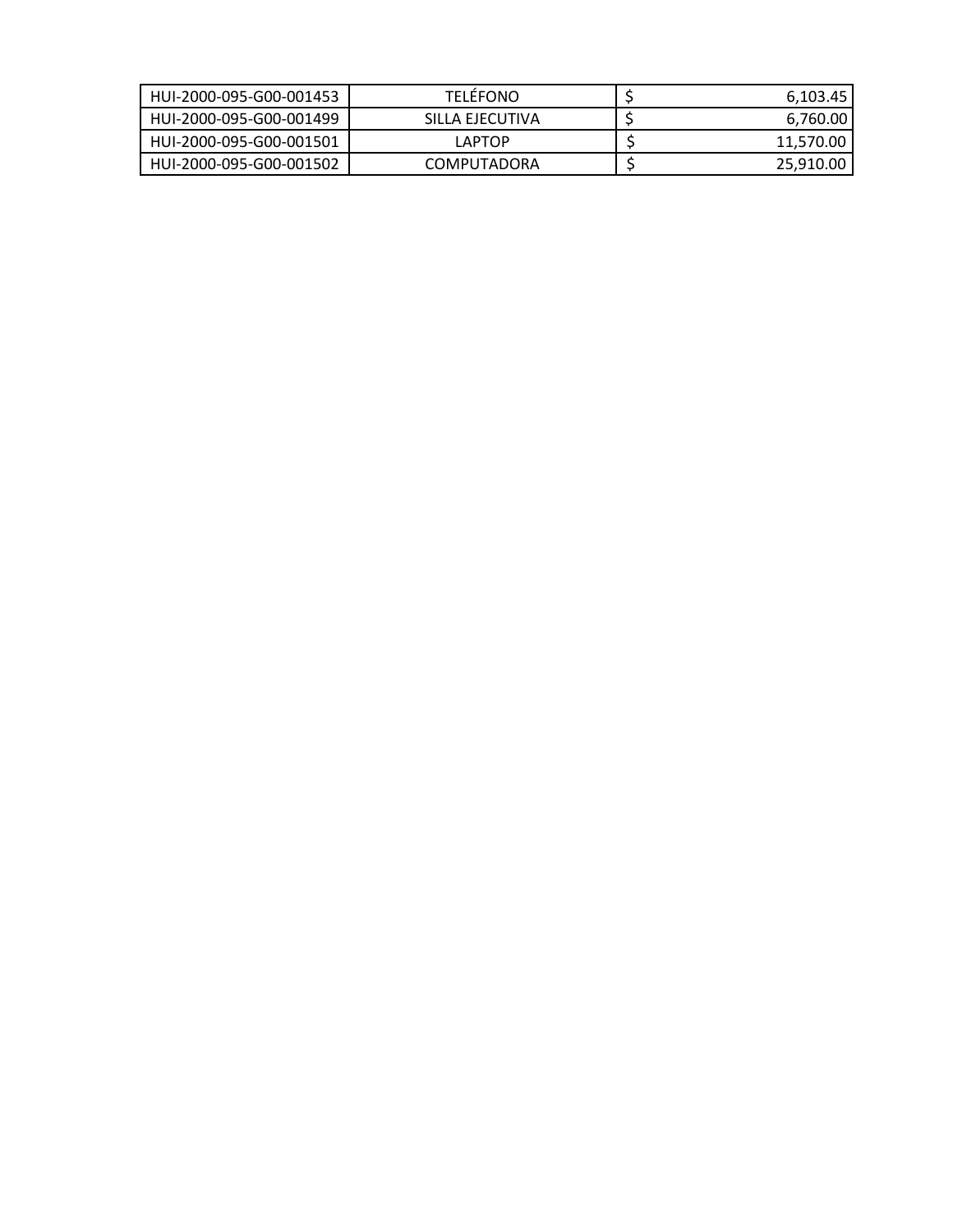| | | | |
|---|---|---|---|
| HUI-2000-095-G00-001453 | TELÉFONO | $ | 6,103.45 |
| HUI-2000-095-G00-001499 | SILLA EJECUTIVA | $ | 6,760.00 |
| HUI-2000-095-G00-001501 | LAPTOP | $ | 11,570.00 |
| HUI-2000-095-G00-001502 | COMPUTADORA | $ | 25,910.00 |